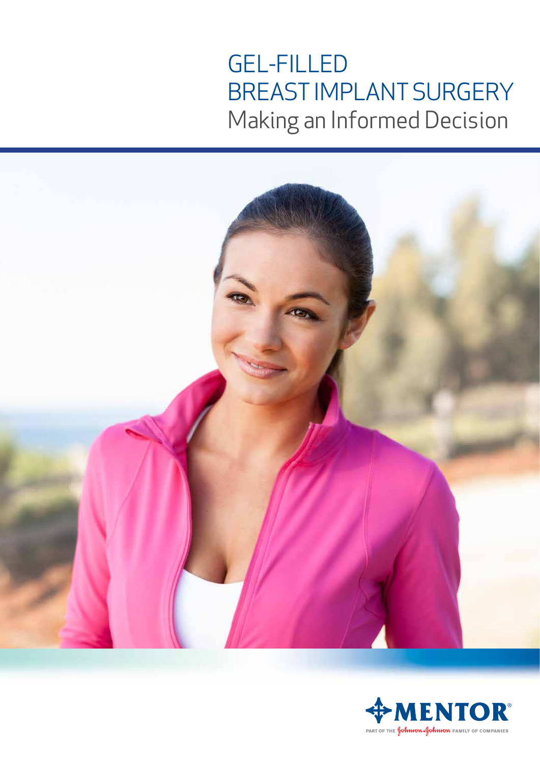# GEL-FILLED BREAST IMPLANT SURGERY

## Making an Informed Decision

MENTOR®

PART OF THE Johnson & Johnson FAMILY OF COMPANIES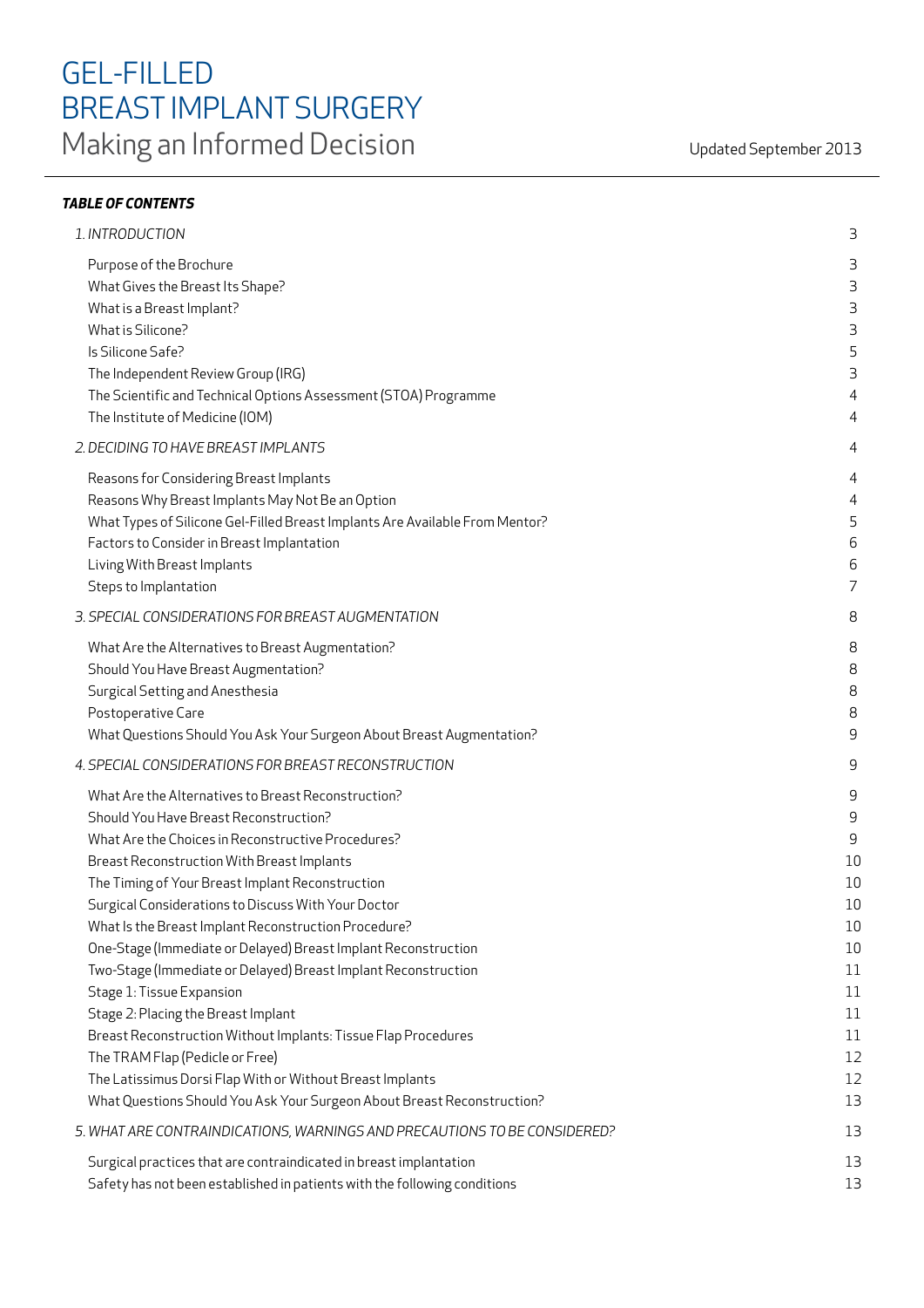# GEL-FILLED BREAST IMPLANT SURGERY

## Making an Informed Decision

Updated September 2013

***TABLE OF CONTENTS***

| | |
|---|---|
| *1. INTRODUCTION* | 3 |
| Purpose of the Brochure | 3 |
| What Gives the Breast Its Shape? | 3 |
| What is a Breast Implant? | 3 |
| What is Silicone? | 3 |
| Is Silicone Safe? | 5 |
| The Independent Review Group (IRG) | 3 |
| The Scientific and Technical Options Assessment (STOA) Programme | 4 |
| The Institute of Medicine (IOM) | 4 |
| *2. DECIDING TO HAVE BREAST IMPLANTS* | 4 |
| Reasons for Considering Breast Implants | 4 |
| Reasons Why Breast Implants May Not Be an Option | 4 |
| What Types of Silicone Gel-Filled Breast Implants Are Available From Mentor? | 5 |
| Factors to Consider in Breast Implantation | 6 |
| Living With Breast Implants | 6 |
| Steps to Implantation | 7 |
| *3. SPECIAL CONSIDERATIONS FOR BREAST AUGMENTATION* | 8 |
| What Are the Alternatives to Breast Augmentation? | 8 |
| Should You Have Breast Augmentation? | 8 |
| Surgical Setting and Anesthesia | 8 |
| Postoperative Care | 8 |
| What Questions Should You Ask Your Surgeon About Breast Augmentation? | 9 |
| *4. SPECIAL CONSIDERATIONS FOR BREAST RECONSTRUCTION* | 9 |
| What Are the Alternatives to Breast Reconstruction? | 9 |
| Should You Have Breast Reconstruction? | 9 |
| What Are the Choices in Reconstructive Procedures? | 9 |
| Breast Reconstruction With Breast Implants | 10 |
| The Timing of Your Breast Implant Reconstruction | 10 |
| Surgical Considerations to Discuss With Your Doctor | 10 |
| What Is the Breast Implant Reconstruction Procedure? | 10 |
| One-Stage (Immediate or Delayed) Breast Implant Reconstruction | 10 |
| Two-Stage (Immediate or Delayed) Breast Implant Reconstruction | 11 |
| Stage 1: Tissue Expansion | 11 |
| Stage 2: Placing the Breast Implant | 11 |
| Breast Reconstruction Without Implants: Tissue Flap Procedures | 11 |
| The TRAM Flap (Pedicle or Free) | 12 |
| The Latissimus Dorsi Flap With or Without Breast Implants | 12 |
| What Questions Should You Ask Your Surgeon About Breast Reconstruction? | 13 |
| *5. WHAT ARE CONTRAINDICATIONS, WARNINGS AND PRECAUTIONS TO BE CONSIDERED?* | 13 |
| Surgical practices that are contraindicated in breast implantation | 13 |
| Safety has not been established in patients with the following conditions | 13 |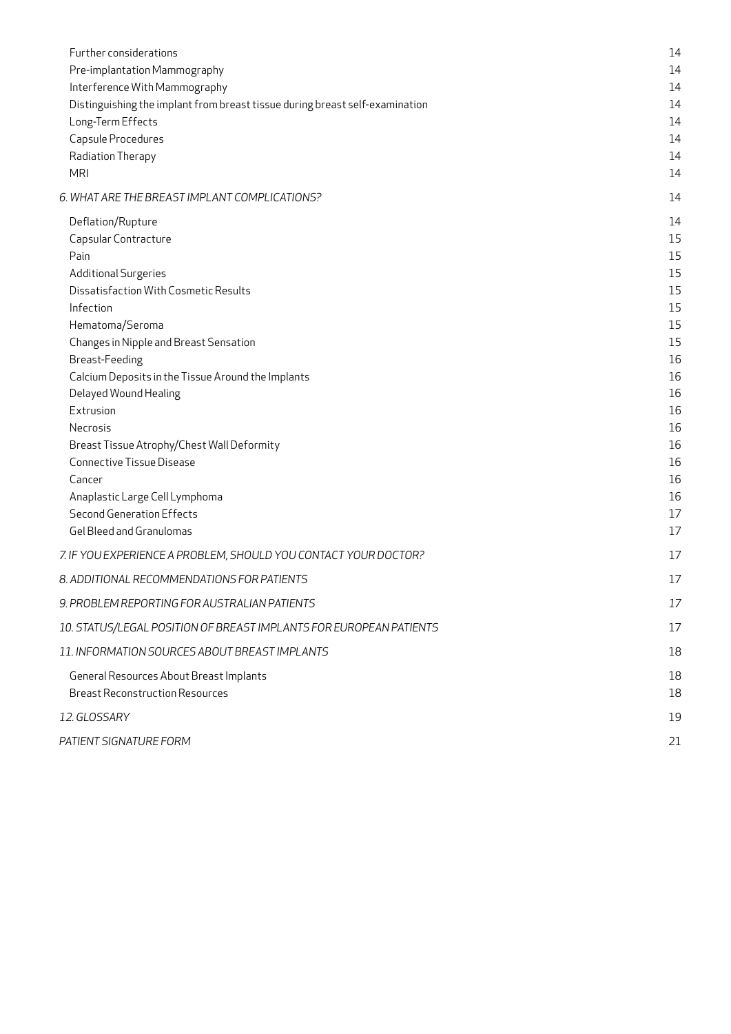| | |
|---|---|
| Further considerations | 14 |
| Pre-implantation Mammography | 14 |
| Interference With Mammography | 14 |
| Distinguishing the implant from breast tissue during breast self-examination | 14 |
| Long-Term Effects | 14 |
| Capsule Procedures | 14 |
| Radiation Therapy | 14 |
| MRI | 14 |
| *6. WHAT ARE THE BREAST IMPLANT COMPLICATIONS?* | 14 |
| Deflation/Rupture | 14 |
| Capsular Contracture | 15 |
| Pain | 15 |
| Additional Surgeries | 15 |
| Dissatisfaction With Cosmetic Results | 15 |
| Infection | 15 |
| Hematoma/Seroma | 15 |
| Changes in Nipple and Breast Sensation | 15 |
| Breast-Feeding | 16 |
| Calcium Deposits in the Tissue Around the Implants | 16 |
| Delayed Wound Healing | 16 |
| Extrusion | 16 |
| Necrosis | 16 |
| Breast Tissue Atrophy/Chest Wall Deformity | 16 |
| Connective Tissue Disease | 16 |
| Cancer | 16 |
| Anaplastic Large Cell Lymphoma | 16 |
| Second Generation Effects | 17 |
| Gel Bleed and Granulomas | 17 |
| *7. IF YOU EXPERIENCE A PROBLEM, SHOULD YOU CONTACT YOUR DOCTOR?* | 17 |
| *8. ADDITIONAL RECOMMENDATIONS FOR PATIENTS* | 17 |
| *9. PROBLEM REPORTING FOR AUSTRALIAN PATIENTS* | 17 |
| *10. STATUS/LEGAL POSITION OF BREAST IMPLANTS FOR EUROPEAN PATIENTS* | 17 |
| *11. INFORMATION SOURCES ABOUT BREAST IMPLANTS* | 18 |
| General Resources About Breast Implants | 18 |
| Breast Reconstruction Resources | 18 |
| *12. GLOSSARY* | 19 |
| *PATIENT SIGNATURE FORM* | 21 |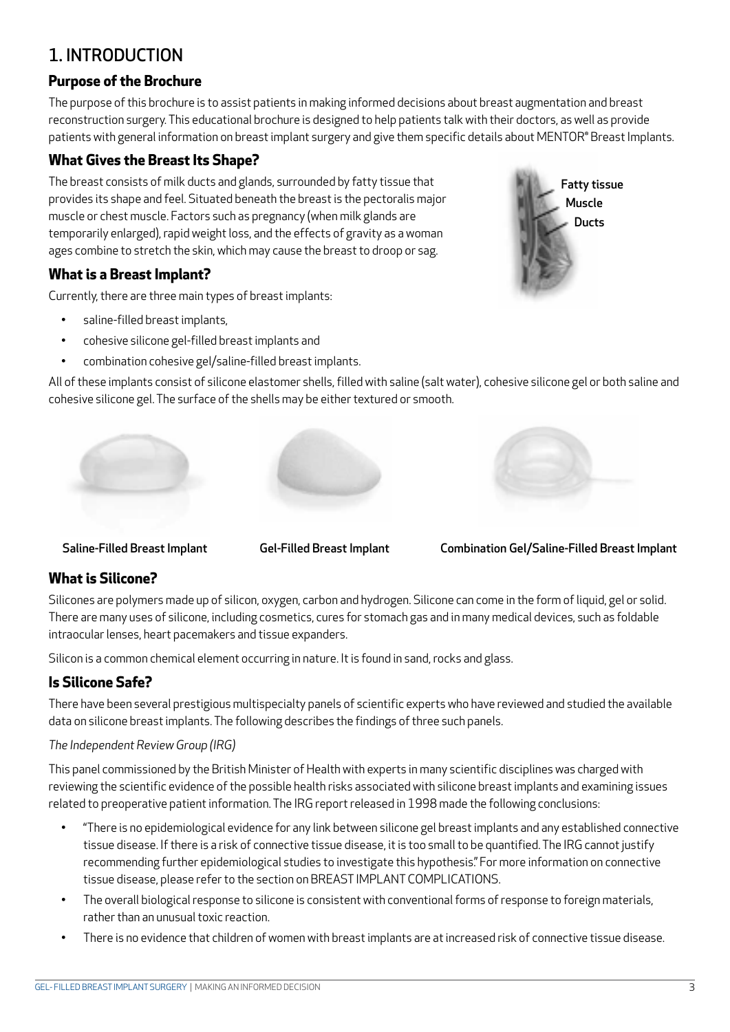# 1. INTRODUCTION

## Purpose of the Brochure

The purpose of this brochure is to assist patients in making informed decisions about breast augmentation and breast reconstruction surgery. This educational brochure is designed to help patients talk with their doctors, as well as provide patients with general information on breast implant surgery and give them specific details about MENTOR® Breast Implants.

## What Gives the Breast Its Shape?

The breast consists of milk ducts and glands, surrounded by fatty tissue that provides its shape and feel. Situated beneath the breast is the pectoralis major muscle or chest muscle. Factors such as pregnancy (when milk glands are temporarily enlarged), rapid weight loss, and the effects of gravity as a woman ages combine to stretch the skin, which may cause the breast to droop or sag.

Fatty tissue
Muscle
Ducts

## What is a Breast Implant?

Currently, there are three main types of breast implants:

- saline-filled breast implants,
- cohesive silicone gel-filled breast implants and
- combination cohesive gel/saline-filled breast implants.

All of these implants consist of silicone elastomer shells, filled with saline (salt water), cohesive silicone gel or both saline and cohesive silicone gel. The surface of the shells may be either textured or smooth.

Saline-Filled Breast Implant

Gel-Filled Breast Implant

Combination Gel/Saline-Filled Breast Implant

## What is Silicone?

Silicones are polymers made up of silicon, oxygen, carbon and hydrogen. Silicone can come in the form of liquid, gel or solid. There are many uses of silicone, including cosmetics, cures for stomach gas and in many medical devices, such as foldable intraocular lenses, heart pacemakers and tissue expanders.

Silicon is a common chemical element occurring in nature. It is found in sand, rocks and glass.

## Is Silicone Safe?

There have been several prestigious multispecialty panels of scientific experts who have reviewed and studied the available data on silicone breast implants. The following describes the findings of three such panels.

*The Independent Review Group (IRG)*

This panel commissioned by the British Minister of Health with experts in many scientific disciplines was charged with reviewing the scientific evidence of the possible health risks associated with silicone breast implants and examining issues related to preoperative patient information. The IRG report released in 1998 made the following conclusions:

- "There is no epidemiological evidence for any link between silicone gel breast implants and any established connective tissue disease. If there is a risk of connective tissue disease, it is too small to be quantified. The IRG cannot justify recommending further epidemiological studies to investigate this hypothesis." For more information on connective tissue disease, please refer to the section on BREAST IMPLANT COMPLICATIONS.
- The overall biological response to silicone is consistent with conventional forms of response to foreign materials, rather than an unusual toxic reaction.
- There is no evidence that children of women with breast implants are at increased risk of connective tissue disease.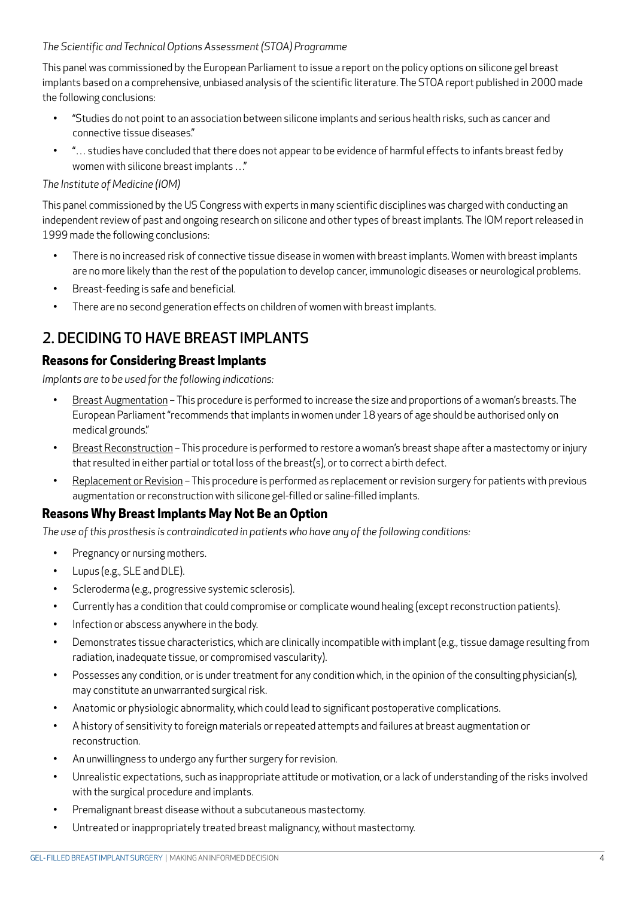*The Scientific and Technical Options Assessment (STOA) Programme*

This panel was commissioned by the European Parliament to issue a report on the policy options on silicone gel breast implants based on a comprehensive, unbiased analysis of the scientific literature. The STOA report published in 2000 made the following conclusions:

- "Studies do not point to an association between silicone implants and serious health risks, such as cancer and connective tissue diseases."
- "… studies have concluded that there does not appear to be evidence of harmful effects to infants breast fed by women with silicone breast implants …"

*The Institute of Medicine (IOM)*

This panel commissioned by the US Congress with experts in many scientific disciplines was charged with conducting an independent review of past and ongoing research on silicone and other types of breast implants. The IOM report released in 1999 made the following conclusions:

- There is no increased risk of connective tissue disease in women with breast implants. Women with breast implants are no more likely than the rest of the population to develop cancer, immunologic diseases or neurological problems.
- Breast-feeding is safe and beneficial.
- There are no second generation effects on children of women with breast implants.

## 2. DECIDING TO HAVE BREAST IMPLANTS

### Reasons for Considering Breast Implants

*Implants are to be used for the following indications:*

- <u>Breast Augmentation</u> – This procedure is performed to increase the size and proportions of a woman's breasts. The European Parliament "recommends that implants in women under 18 years of age should be authorised only on medical grounds."
- <u>Breast Reconstruction</u> – This procedure is performed to restore a woman's breast shape after a mastectomy or injury that resulted in either partial or total loss of the breast(s), or to correct a birth defect.
- <u>Replacement or Revision</u> – This procedure is performed as replacement or revision surgery for patients with previous augmentation or reconstruction with silicone gel-filled or saline-filled implants.

### Reasons Why Breast Implants May Not Be an Option

*The use of this prosthesis is contraindicated in patients who have any of the following conditions:*

- Pregnancy or nursing mothers.
- Lupus (e.g., SLE and DLE).
- Scleroderma (e.g., progressive systemic sclerosis).
- Currently has a condition that could compromise or complicate wound healing (except reconstruction patients).
- Infection or abscess anywhere in the body.
- Demonstrates tissue characteristics, which are clinically incompatible with implant (e.g., tissue damage resulting from radiation, inadequate tissue, or compromised vascularity).
- Possesses any condition, or is under treatment for any condition which, in the opinion of the consulting physician(s), may constitute an unwarranted surgical risk.
- Anatomic or physiologic abnormality, which could lead to significant postoperative complications.
- A history of sensitivity to foreign materials or repeated attempts and failures at breast augmentation or reconstruction.
- An unwillingness to undergo any further surgery for revision.
- Unrealistic expectations, such as inappropriate attitude or motivation, or a lack of understanding of the risks involved with the surgical procedure and implants.
- Premalignant breast disease without a subcutaneous mastectomy.
- Untreated or inappropriately treated breast malignancy, without mastectomy.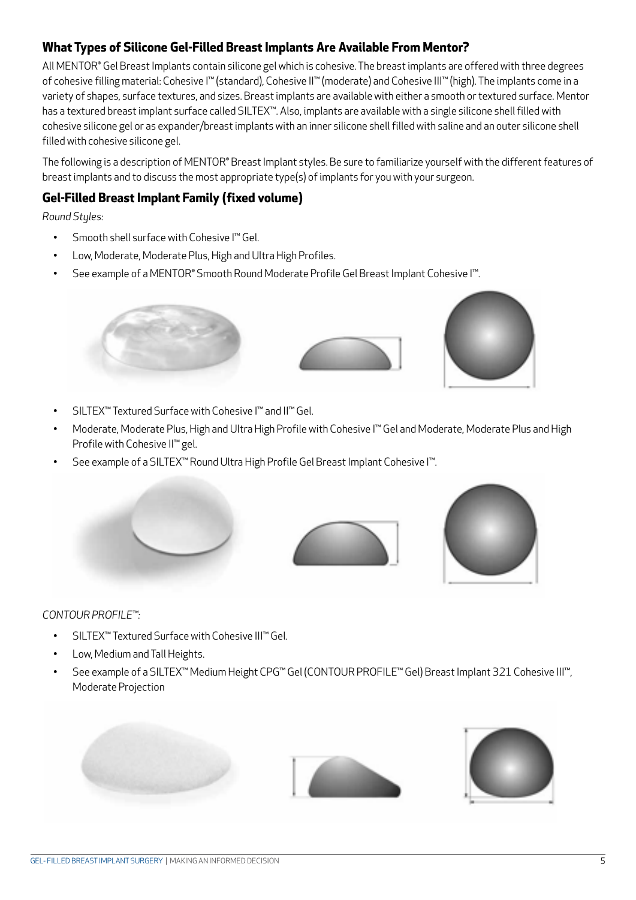## What Types of Silicone Gel-Filled Breast Implants Are Available From Mentor?

All MENTOR® Gel Breast Implants contain silicone gel which is cohesive. The breast implants are offered with three degrees of cohesive filling material: Cohesive I™ (standard), Cohesive II™ (moderate) and Cohesive III™ (high). The implants come in a variety of shapes, surface textures, and sizes. Breast implants are available with either a smooth or textured surface. Mentor has a textured breast implant surface called SILTEX™. Also, implants are available with a single silicone shell filled with cohesive silicone gel or as expander/breast implants with an inner silicone shell filled with saline and an outer silicone shell filled with cohesive silicone gel.

The following is a description of MENTOR® Breast Implant styles. Be sure to familiarize yourself with the different features of breast implants and to discuss the most appropriate type(s) of implants for you with your surgeon.

### Gel-Filled Breast Implant Family (fixed volume)

*Round Styles:*

- Smooth shell surface with Cohesive I™ Gel.
- Low, Moderate, Moderate Plus, High and Ultra High Profiles.
- See example of a MENTOR® Smooth Round Moderate Profile Gel Breast Implant Cohesive I™.

- SILTEX™ Textured Surface with Cohesive I™ and II™ Gel.
- Moderate, Moderate Plus, High and Ultra High Profile with Cohesive I™ Gel and Moderate, Moderate Plus and High Profile with Cohesive II™ gel.
- See example of a SILTEX™ Round Ultra High Profile Gel Breast Implant Cohesive I™.

*CONTOUR PROFILE™:*

- SILTEX™ Textured Surface with Cohesive III™ Gel.
- Low, Medium and Tall Heights.
- See example of a SILTEX™ Medium Height CPG™ Gel (CONTOUR PROFILE™ Gel) Breast Implant 321 Cohesive III™, Moderate Projection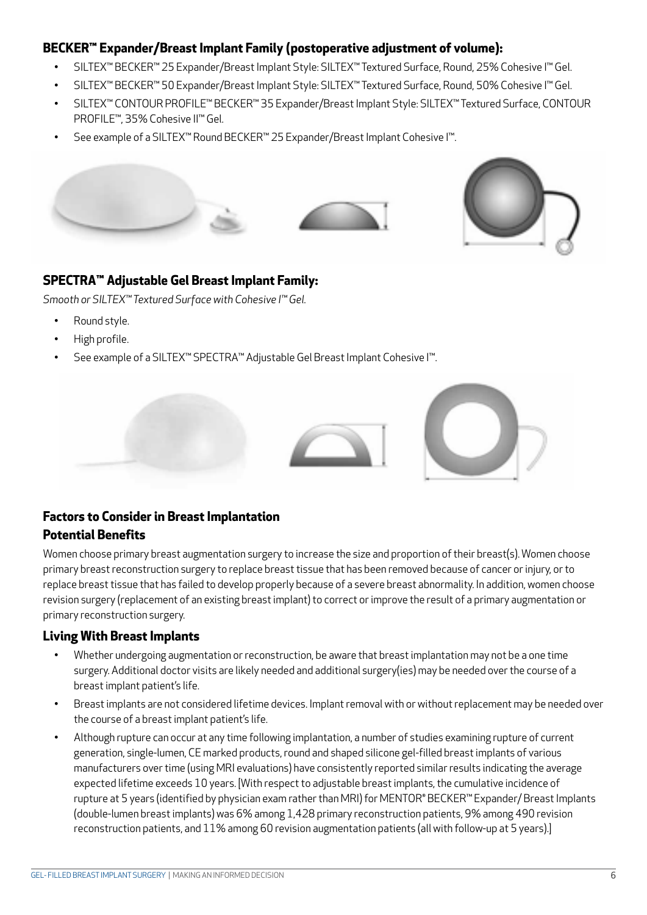### BECKER™ Expander/Breast Implant Family (postoperative adjustment of volume):

- SILTEX™ BECKER™ 25 Expander/Breast Implant Style: SILTEX™ Textured Surface, Round, 25% Cohesive I™ Gel.
- SILTEX™ BECKER™ 50 Expander/Breast Implant Style: SILTEX™ Textured Surface, Round, 50% Cohesive I™ Gel.
- SILTEX™ CONTOUR PROFILE™ BECKER™ 35 Expander/Breast Implant Style: SILTEX™ Textured Surface, CONTOUR PROFILE™, 35% Cohesive II™ Gel.
- See example of a SILTEX™ Round BECKER™ 25 Expander/Breast Implant Cohesive I™.

### SPECTRA™ Adjustable Gel Breast Implant Family:

*Smooth or SILTEX™ Textured Surface with Cohesive I™ Gel.*

- Round style.
- High profile.
- See example of a SILTEX™ SPECTRA™ Adjustable Gel Breast Implant Cohesive I™.

### Factors to Consider in Breast Implantation

### Potential Benefits

Women choose primary breast augmentation surgery to increase the size and proportion of their breast(s). Women choose primary breast reconstruction surgery to replace breast tissue that has been removed because of cancer or injury, or to replace breast tissue that has failed to develop properly because of a severe breast abnormality. In addition, women choose revision surgery (replacement of an existing breast implant) to correct or improve the result of a primary augmentation or primary reconstruction surgery.

### Living With Breast Implants

- Whether undergoing augmentation or reconstruction, be aware that breast implantation may not be a one time surgery. Additional doctor visits are likely needed and additional surgery(ies) may be needed over the course of a breast implant patient's life.
- Breast implants are not considered lifetime devices. Implant removal with or without replacement may be needed over the course of a breast implant patient's life.
- Although rupture can occur at any time following implantation, a number of studies examining rupture of current generation, single-lumen, CE marked products, round and shaped silicone gel-filled breast implants of various manufacturers over time (using MRI evaluations) have consistently reported similar results indicating the average expected lifetime exceeds 10 years. [With respect to adjustable breast implants, the cumulative incidence of rupture at 5 years (identified by physician exam rather than MRI) for MENTOR® BECKER™ Expander/ Breast Implants (double-lumen breast implants) was 6% among 1,428 primary reconstruction patients, 9% among 490 revision reconstruction patients, and 11% among 60 revision augmentation patients (all with follow-up at 5 years).]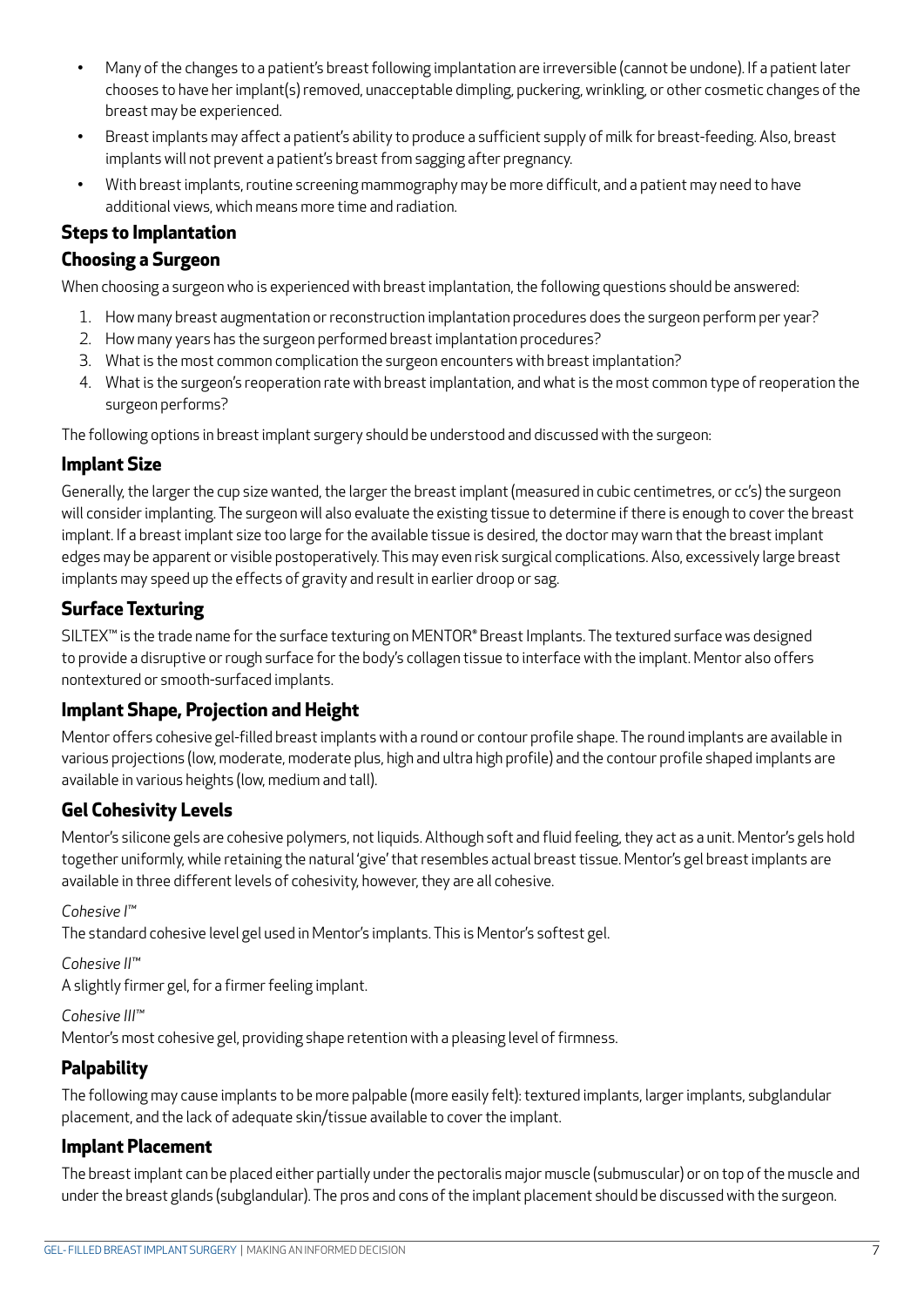- Many of the changes to a patient's breast following implantation are irreversible (cannot be undone). If a patient later chooses to have her implant(s) removed, unacceptable dimpling, puckering, wrinkling, or other cosmetic changes of the breast may be experienced.
- Breast implants may affect a patient's ability to produce a sufficient supply of milk for breast-feeding. Also, breast implants will not prevent a patient's breast from sagging after pregnancy.
- With breast implants, routine screening mammography may be more difficult, and a patient may need to have additional views, which means more time and radiation.

## Steps to Implantation

### Choosing a Surgeon

When choosing a surgeon who is experienced with breast implantation, the following questions should be answered:

1. How many breast augmentation or reconstruction implantation procedures does the surgeon perform per year?
2. How many years has the surgeon performed breast implantation procedures?
3. What is the most common complication the surgeon encounters with breast implantation?
4. What is the surgeon's reoperation rate with breast implantation, and what is the most common type of reoperation the surgeon performs?

The following options in breast implant surgery should be understood and discussed with the surgeon:

### Implant Size

Generally, the larger the cup size wanted, the larger the breast implant (measured in cubic centimetres, or cc's) the surgeon will consider implanting. The surgeon will also evaluate the existing tissue to determine if there is enough to cover the breast implant. If a breast implant size too large for the available tissue is desired, the doctor may warn that the breast implant edges may be apparent or visible postoperatively. This may even risk surgical complications. Also, excessively large breast implants may speed up the effects of gravity and result in earlier droop or sag.

### Surface Texturing

SILTEX™ is the trade name for the surface texturing on MENTOR® Breast Implants. The textured surface was designed to provide a disruptive or rough surface for the body's collagen tissue to interface with the implant. Mentor also offers nontextured or smooth-surfaced implants.

### Implant Shape, Projection and Height

Mentor offers cohesive gel-filled breast implants with a round or contour profile shape. The round implants are available in various projections (low, moderate, moderate plus, high and ultra high profile) and the contour profile shaped implants are available in various heights (low, medium and tall).

### Gel Cohesivity Levels

Mentor's silicone gels are cohesive polymers, not liquids. Although soft and fluid feeling, they act as a unit. Mentor's gels hold together uniformly, while retaining the natural 'give' that resembles actual breast tissue. Mentor's gel breast implants are available in three different levels of cohesivity, however, they are all cohesive.

*Cohesive I™*
The standard cohesive level gel used in Mentor's implants. This is Mentor's softest gel.

*Cohesive II™*
A slightly firmer gel, for a firmer feeling implant.

*Cohesive III™*
Mentor's most cohesive gel, providing shape retention with a pleasing level of firmness.

### Palpability

The following may cause implants to be more palpable (more easily felt): textured implants, larger implants, subglandular placement, and the lack of adequate skin/tissue available to cover the implant.

### Implant Placement

The breast implant can be placed either partially under the pectoralis major muscle (submuscular) or on top of the muscle and under the breast glands (subglandular). The pros and cons of the implant placement should be discussed with the surgeon.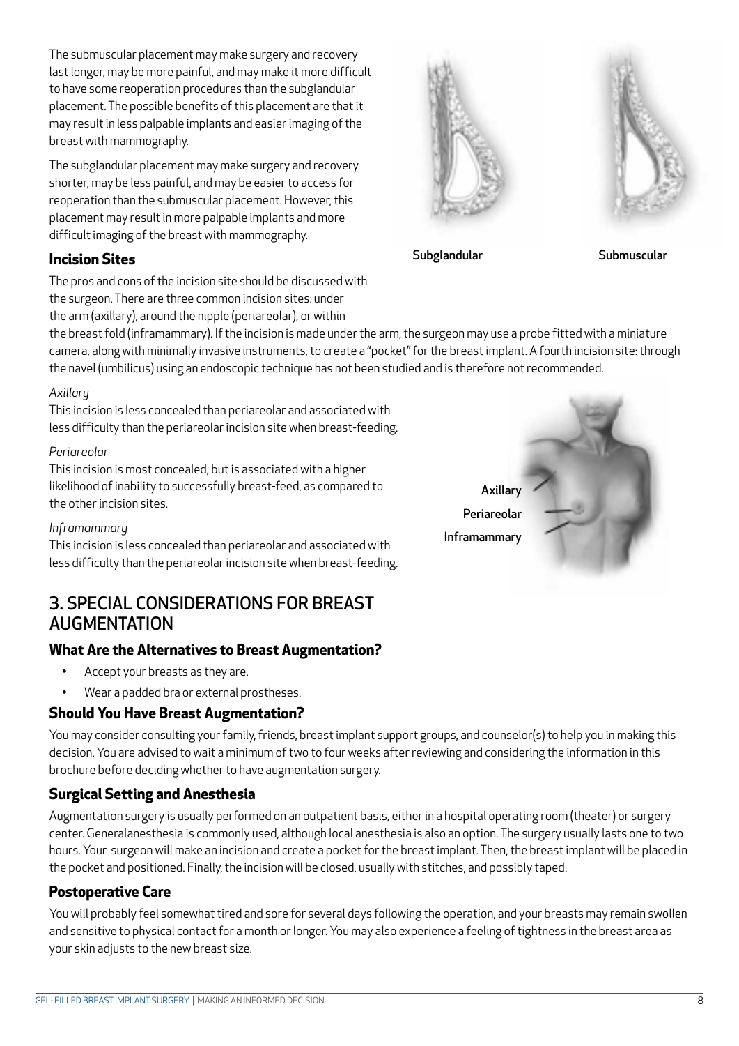The submuscular placement may make surgery and recovery last longer, may be more painful, and may make it more difficult to have some reoperation procedures than the subglandular placement. The possible benefits of this placement are that it may result in less palpable implants and easier imaging of the breast with mammography.

The subglandular placement may make surgery and recovery shorter, may be less painful, and may be easier to access for reoperation than the submuscular placement. However, this placement may result in more palpable implants and more difficult imaging of the breast with mammography.

Subglandular

Submuscular

### Incision Sites

The pros and cons of the incision site should be discussed with the surgeon. There are three common incision sites: under the arm (axillary), around the nipple (periareolar), or within the breast fold (inframammary). If the incision is made under the arm, the surgeon may use a probe fitted with a miniature camera, along with minimally invasive instruments, to create a "pocket" for the breast implant. A fourth incision site: through the navel (umbilicus) using an endoscopic technique has not been studied and is therefore not recommended.

*Axillary*
This incision is less concealed than periareolar and associated with less difficulty than the periareolar incision site when breast-feeding.

*Periareolar*
This incision is most concealed, but is associated with a higher likelihood of inability to successfully breast-feed, as compared to the other incision sites.

*Inframammary*
This incision is less concealed than periareolar and associated with less difficulty than the periareolar incision site when breast-feeding.

Axillary
Periareolar
Inframammary

## 3. SPECIAL CONSIDERATIONS FOR BREAST AUGMENTATION

### What Are the Alternatives to Breast Augmentation?

- Accept your breasts as they are.
- Wear a padded bra or external prostheses.

### Should You Have Breast Augmentation?

You may consider consulting your family, friends, breast implant support groups, and counselor(s) to help you in making this decision. You are advised to wait a minimum of two to four weeks after reviewing and considering the information in this brochure before deciding whether to have augmentation surgery.

### Surgical Setting and Anesthesia

Augmentation surgery is usually performed on an outpatient basis, either in a hospital operating room (theater) or surgery center. Generalanesthesia is commonly used, although local anesthesia is also an option. The surgery usually lasts one to two hours. Your surgeon will make an incision and create a pocket for the breast implant. Then, the breast implant will be placed in the pocket and positioned. Finally, the incision will be closed, usually with stitches, and possibly taped.

### Postoperative Care

You will probably feel somewhat tired and sore for several days following the operation, and your breasts may remain swollen and sensitive to physical contact for a month or longer. You may also experience a feeling of tightness in the breast area as your skin adjusts to the new breast size.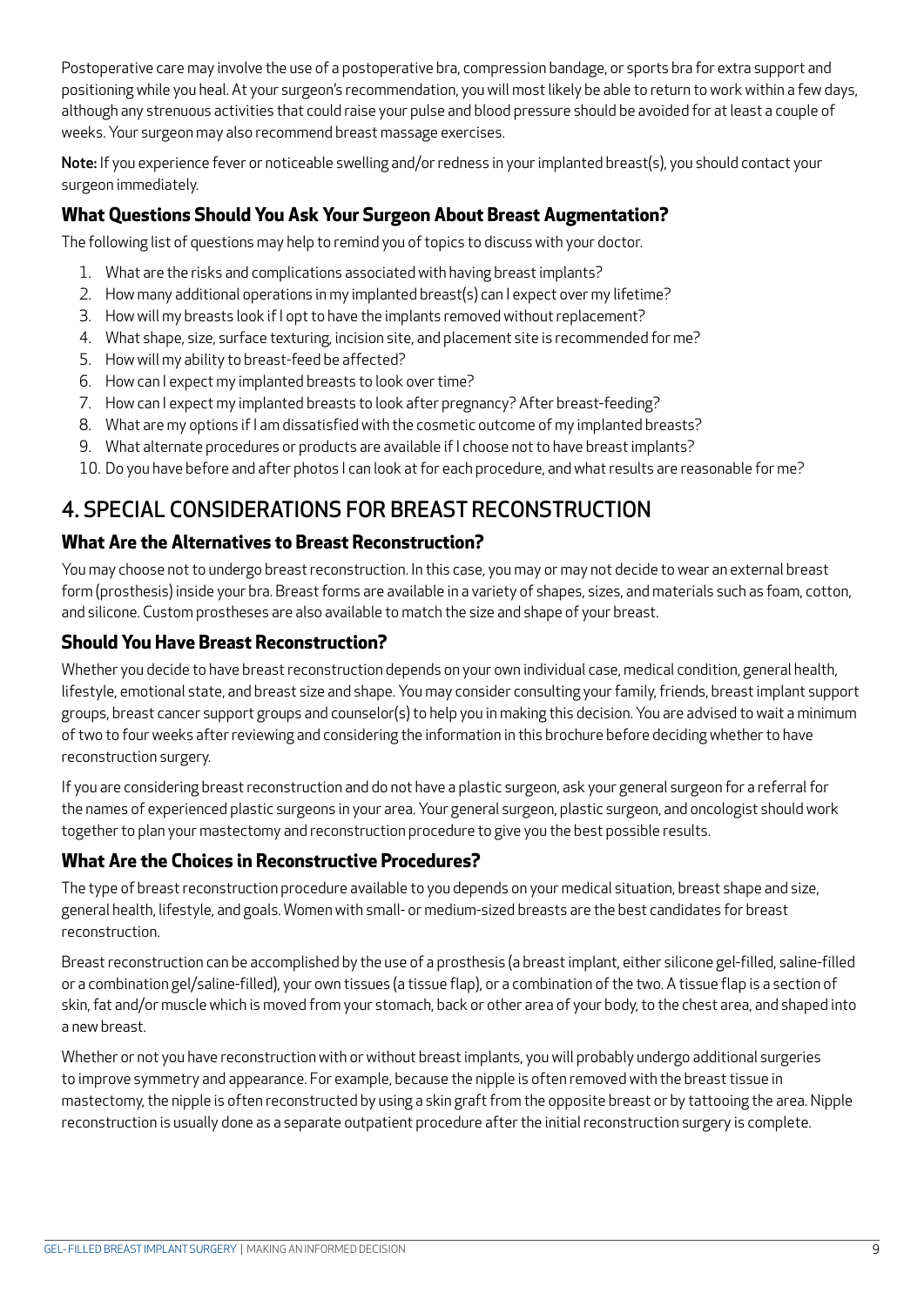Postoperative care may involve the use of a postoperative bra, compression bandage, or sports bra for extra support and positioning while you heal. At your surgeon's recommendation, you will most likely be able to return to work within a few days, although any strenuous activities that could raise your pulse and blood pressure should be avoided for at least a couple of weeks. Your surgeon may also recommend breast massage exercises.

**Note:** If you experience fever or noticeable swelling and/or redness in your implanted breast(s), you should contact your surgeon immediately.

### What Questions Should You Ask Your Surgeon About Breast Augmentation?

The following list of questions may help to remind you of topics to discuss with your doctor.

1. What are the risks and complications associated with having breast implants?
2. How many additional operations in my implanted breast(s) can I expect over my lifetime?
3. How will my breasts look if I opt to have the implants removed without replacement?
4. What shape, size, surface texturing, incision site, and placement site is recommended for me?
5. How will my ability to breast-feed be affected?
6. How can I expect my implanted breasts to look over time?
7. How can I expect my implanted breasts to look after pregnancy? After breast-feeding?
8. What are my options if I am dissatisfied with the cosmetic outcome of my implanted breasts?
9. What alternate procedures or products are available if I choose not to have breast implants?
10. Do you have before and after photos I can look at for each procedure, and what results are reasonable for me?

## 4. SPECIAL CONSIDERATIONS FOR BREAST RECONSTRUCTION

### What Are the Alternatives to Breast Reconstruction?

You may choose not to undergo breast reconstruction. In this case, you may or may not decide to wear an external breast form (prosthesis) inside your bra. Breast forms are available in a variety of shapes, sizes, and materials such as foam, cotton, and silicone. Custom prostheses are also available to match the size and shape of your breast.

### Should You Have Breast Reconstruction?

Whether you decide to have breast reconstruction depends on your own individual case, medical condition, general health, lifestyle, emotional state, and breast size and shape. You may consider consulting your family, friends, breast implant support groups, breast cancer support groups and counselor(s) to help you in making this decision. You are advised to wait a minimum of two to four weeks after reviewing and considering the information in this brochure before deciding whether to have reconstruction surgery.

If you are considering breast reconstruction and do not have a plastic surgeon, ask your general surgeon for a referral for the names of experienced plastic surgeons in your area. Your general surgeon, plastic surgeon, and oncologist should work together to plan your mastectomy and reconstruction procedure to give you the best possible results.

### What Are the Choices in Reconstructive Procedures?

The type of breast reconstruction procedure available to you depends on your medical situation, breast shape and size, general health, lifestyle, and goals. Women with small- or medium-sized breasts are the best candidates for breast reconstruction.

Breast reconstruction can be accomplished by the use of a prosthesis (a breast implant, either silicone gel-filled, saline-filled or a combination gel/saline-filled), your own tissues (a tissue flap), or a combination of the two. A tissue flap is a section of skin, fat and/or muscle which is moved from your stomach, back or other area of your body, to the chest area, and shaped into a new breast.

Whether or not you have reconstruction with or without breast implants, you will probably undergo additional surgeries to improve symmetry and appearance. For example, because the nipple is often removed with the breast tissue in mastectomy, the nipple is often reconstructed by using a skin graft from the opposite breast or by tattooing the area. Nipple reconstruction is usually done as a separate outpatient procedure after the initial reconstruction surgery is complete.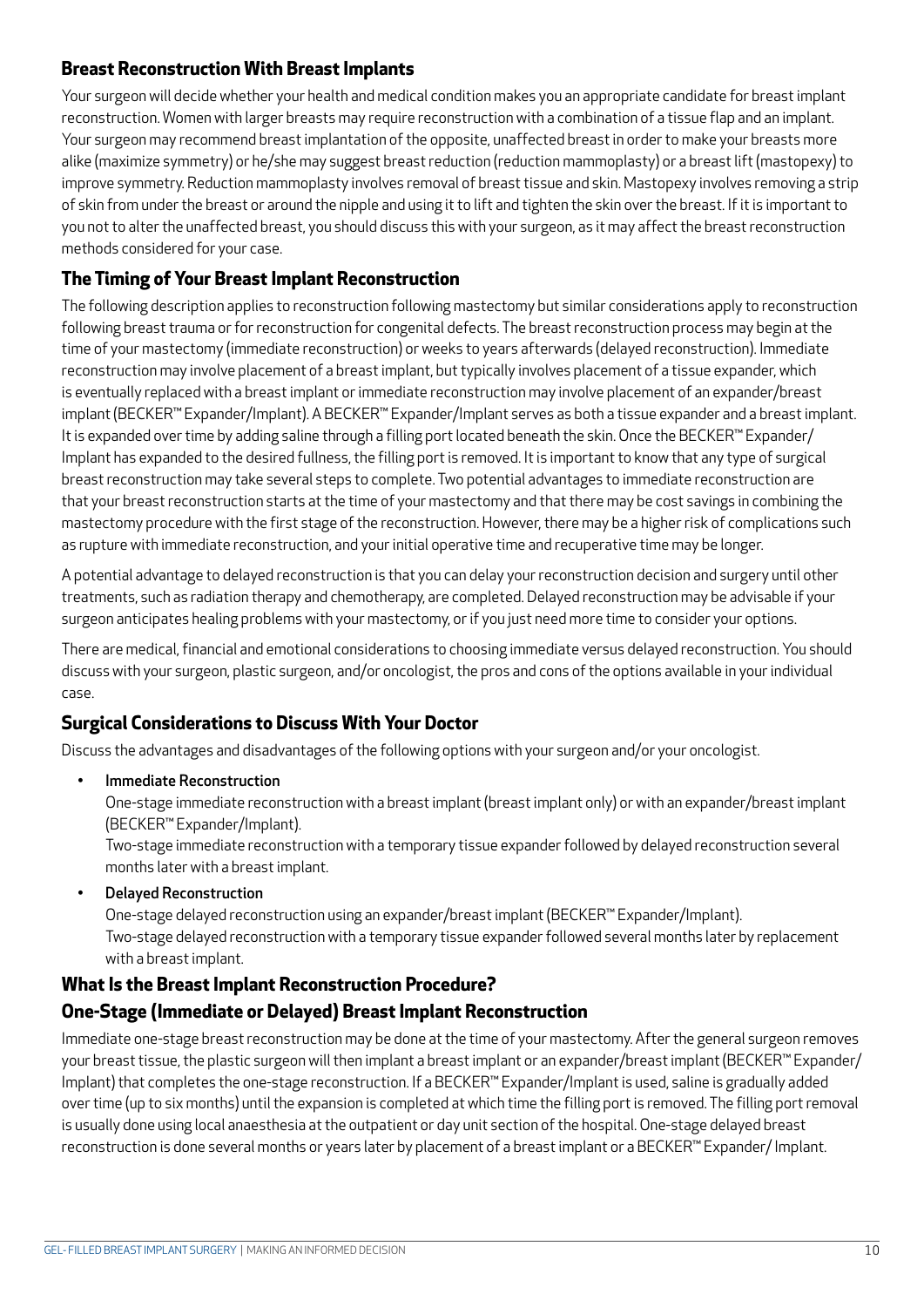## Breast Reconstruction With Breast Implants

Your surgeon will decide whether your health and medical condition makes you an appropriate candidate for breast implant reconstruction. Women with larger breasts may require reconstruction with a combination of a tissue flap and an implant. Your surgeon may recommend breast implantation of the opposite, unaffected breast in order to make your breasts more alike (maximize symmetry) or he/she may suggest breast reduction (reduction mammoplasty) or a breast lift (mastopexy) to improve symmetry. Reduction mammoplasty involves removal of breast tissue and skin. Mastopexy involves removing a strip of skin from under the breast or around the nipple and using it to lift and tighten the skin over the breast. If it is important to you not to alter the unaffected breast, you should discuss this with your surgeon, as it may affect the breast reconstruction methods considered for your case.

## The Timing of Your Breast Implant Reconstruction

The following description applies to reconstruction following mastectomy but similar considerations apply to reconstruction following breast trauma or for reconstruction for congenital defects. The breast reconstruction process may begin at the time of your mastectomy (immediate reconstruction) or weeks to years afterwards (delayed reconstruction). Immediate reconstruction may involve placement of a breast implant, but typically involves placement of a tissue expander, which is eventually replaced with a breast implant or immediate reconstruction may involve placement of an expander/breast implant (BECKER™ Expander/Implant). A BECKER™ Expander/Implant serves as both a tissue expander and a breast implant. It is expanded over time by adding saline through a filling port located beneath the skin. Once the BECKER™ Expander/Implant has expanded to the desired fullness, the filling port is removed. It is important to know that any type of surgical breast reconstruction may take several steps to complete. Two potential advantages to immediate reconstruction are that your breast reconstruction starts at the time of your mastectomy and that there may be cost savings in combining the mastectomy procedure with the first stage of the reconstruction. However, there may be a higher risk of complications such as rupture with immediate reconstruction, and your initial operative time and recuperative time may be longer.

A potential advantage to delayed reconstruction is that you can delay your reconstruction decision and surgery until other treatments, such as radiation therapy and chemotherapy, are completed. Delayed reconstruction may be advisable if your surgeon anticipates healing problems with your mastectomy, or if you just need more time to consider your options.

There are medical, financial and emotional considerations to choosing immediate versus delayed reconstruction. You should discuss with your surgeon, plastic surgeon, and/or oncologist, the pros and cons of the options available in your individual case.

## Surgical Considerations to Discuss With Your Doctor

Discuss the advantages and disadvantages of the following options with your surgeon and/or your oncologist.

- Immediate Reconstruction
  One-stage immediate reconstruction with a breast implant (breast implant only) or with an expander/breast implant (BECKER™ Expander/Implant).
  Two-stage immediate reconstruction with a temporary tissue expander followed by delayed reconstruction several months later with a breast implant.
- Delayed Reconstruction
  One-stage delayed reconstruction using an expander/breast implant (BECKER™ Expander/Implant).
  Two-stage delayed reconstruction with a temporary tissue expander followed several months later by replacement with a breast implant.

## What Is the Breast Implant Reconstruction Procedure?

## One-Stage (Immediate or Delayed) Breast Implant Reconstruction

Immediate one-stage breast reconstruction may be done at the time of your mastectomy. After the general surgeon removes your breast tissue, the plastic surgeon will then implant a breast implant or an expander/breast implant (BECKER™ Expander/Implant) that completes the one-stage reconstruction. If a BECKER™ Expander/Implant is used, saline is gradually added over time (up to six months) until the expansion is completed at which time the filling port is removed. The filling port removal is usually done using local anaesthesia at the outpatient or day unit section of the hospital. One-stage delayed breast reconstruction is done several months or years later by placement of a breast implant or a BECKER™ Expander/ Implant.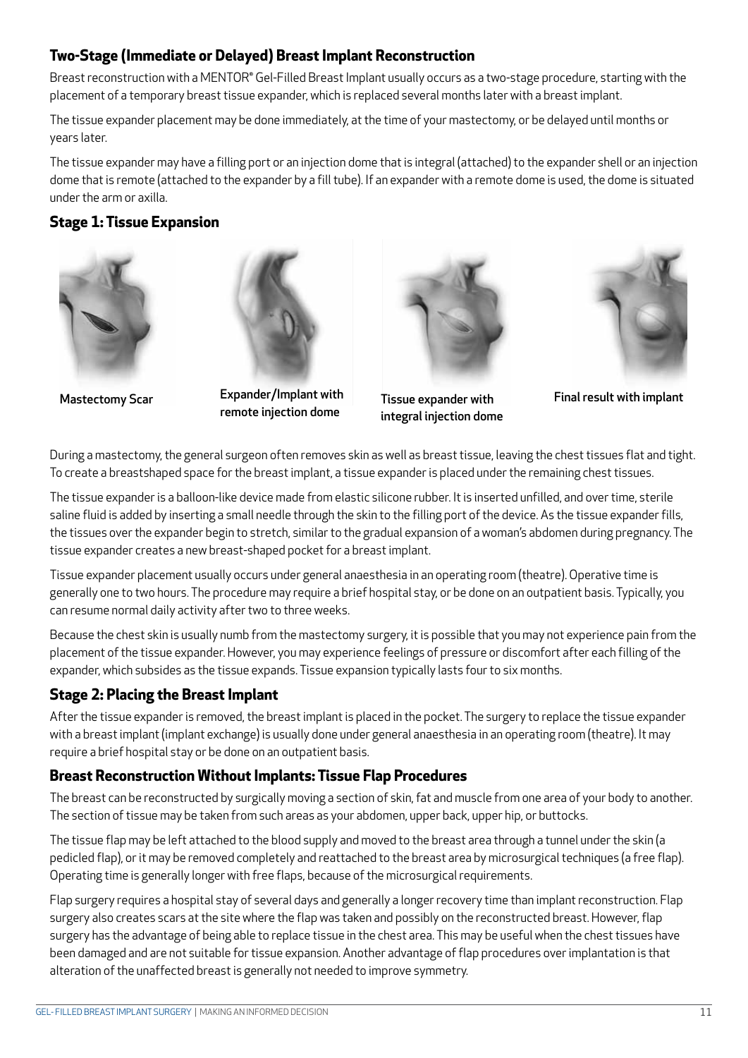## Two-Stage (Immediate or Delayed) Breast Implant Reconstruction

Breast reconstruction with a MENTOR® Gel-Filled Breast Implant usually occurs as a two-stage procedure, starting with the placement of a temporary breast tissue expander, which is replaced several months later with a breast implant.

The tissue expander placement may be done immediately, at the time of your mastectomy, or be delayed until months or years later.

The tissue expander may have a filling port or an injection dome that is integral (attached) to the expander shell or an injection dome that is remote (attached to the expander by a fill tube). If an expander with a remote dome is used, the dome is situated under the arm or axilla.

### Stage 1: Tissue Expansion

Mastectomy Scar

Expander/Implant with remote injection dome

Tissue expander with integral injection dome

Final result with implant

During a mastectomy, the general surgeon often removes skin as well as breast tissue, leaving the chest tissues flat and tight. To create a breastshaped space for the breast implant, a tissue expander is placed under the remaining chest tissues.

The tissue expander is a balloon-like device made from elastic silicone rubber. It is inserted unfilled, and over time, sterile saline fluid is added by inserting a small needle through the skin to the filling port of the device. As the tissue expander fills, the tissues over the expander begin to stretch, similar to the gradual expansion of a woman's abdomen during pregnancy. The tissue expander creates a new breast-shaped pocket for a breast implant.

Tissue expander placement usually occurs under general anaesthesia in an operating room (theatre). Operative time is generally one to two hours. The procedure may require a brief hospital stay, or be done on an outpatient basis. Typically, you can resume normal daily activity after two to three weeks.

Because the chest skin is usually numb from the mastectomy surgery, it is possible that you may not experience pain from the placement of the tissue expander. However, you may experience feelings of pressure or discomfort after each filling of the expander, which subsides as the tissue expands. Tissue expansion typically lasts four to six months.

### Stage 2: Placing the Breast Implant

After the tissue expander is removed, the breast implant is placed in the pocket. The surgery to replace the tissue expander with a breast implant (implant exchange) is usually done under general anaesthesia in an operating room (theatre). It may require a brief hospital stay or be done on an outpatient basis.

### Breast Reconstruction Without Implants: Tissue Flap Procedures

The breast can be reconstructed by surgically moving a section of skin, fat and muscle from one area of your body to another. The section of tissue may be taken from such areas as your abdomen, upper back, upper hip, or buttocks.

The tissue flap may be left attached to the blood supply and moved to the breast area through a tunnel under the skin (a pedicled flap), or it may be removed completely and reattached to the breast area by microsurgical techniques (a free flap). Operating time is generally longer with free flaps, because of the microsurgical requirements.

Flap surgery requires a hospital stay of several days and generally a longer recovery time than implant reconstruction. Flap surgery also creates scars at the site where the flap was taken and possibly on the reconstructed breast. However, flap surgery has the advantage of being able to replace tissue in the chest area. This may be useful when the chest tissues have been damaged and are not suitable for tissue expansion. Another advantage of flap procedures over implantation is that alteration of the unaffected breast is generally not needed to improve symmetry.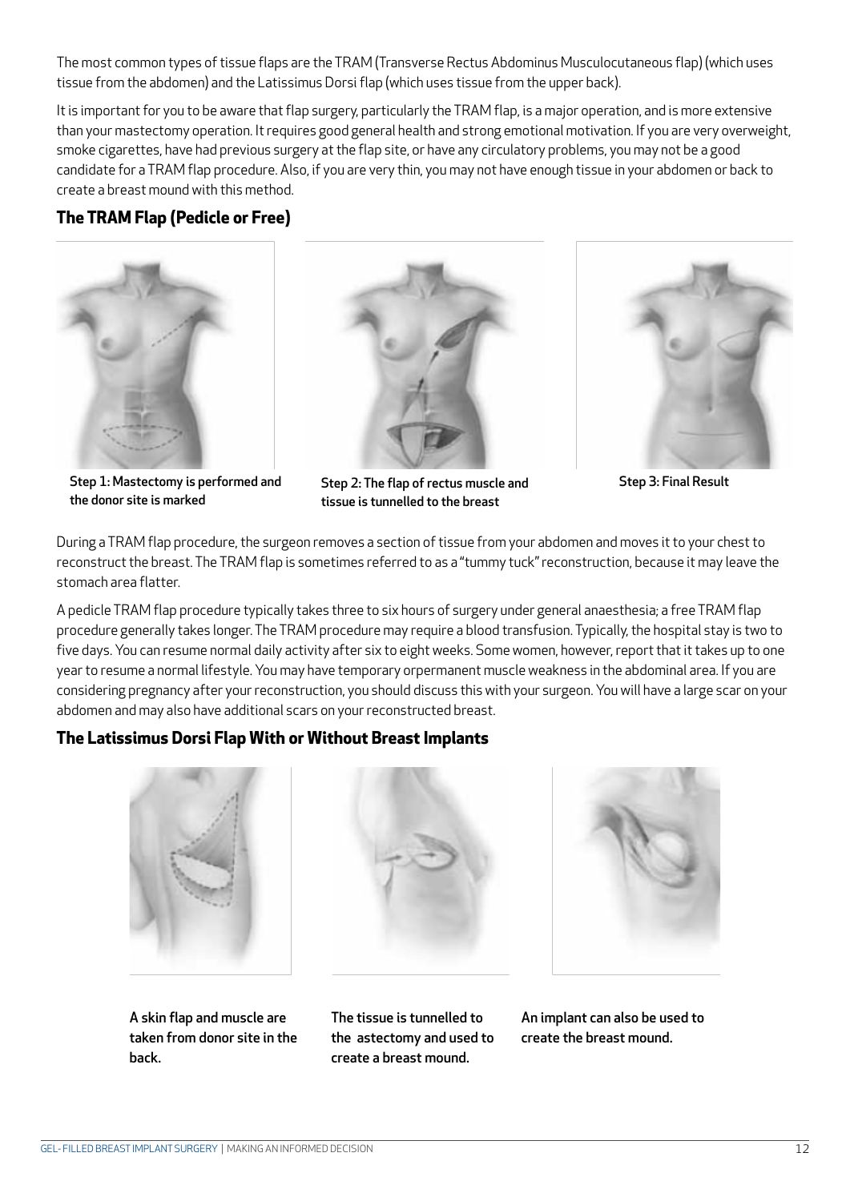The most common types of tissue flaps are the TRAM (Transverse Rectus Abdominus Musculocutaneous flap) (which uses tissue from the abdomen) and the Latissimus Dorsi flap (which uses tissue from the upper back).

It is important for you to be aware that flap surgery, particularly the TRAM flap, is a major operation, and is more extensive than your mastectomy operation. It requires good general health and strong emotional motivation. If you are very overweight, smoke cigarettes, have had previous surgery at the flap site, or have any circulatory problems, you may not be a good candidate for a TRAM flap procedure. Also, if you are very thin, you may not have enough tissue in your abdomen or back to create a breast mound with this method.

## The TRAM Flap (Pedicle or Free)

Step 1: Mastectomy is performed and the donor site is marked

Step 2: The flap of rectus muscle and tissue is tunnelled to the breast

Step 3: Final Result

During a TRAM flap procedure, the surgeon removes a section of tissue from your abdomen and moves it to your chest to reconstruct the breast. The TRAM flap is sometimes referred to as a "tummy tuck" reconstruction, because it may leave the stomach area flatter.

A pedicle TRAM flap procedure typically takes three to six hours of surgery under general anaesthesia; a free TRAM flap procedure generally takes longer. The TRAM procedure may require a blood transfusion. Typically, the hospital stay is two to five days. You can resume normal daily activity after six to eight weeks. Some women, however, report that it takes up to one year to resume a normal lifestyle. You may have temporary orpermanent muscle weakness in the abdominal area. If you are considering pregnancy after your reconstruction, you should discuss this with your surgeon. You will have a large scar on your abdomen and may also have additional scars on your reconstructed breast.

## The Latissimus Dorsi Flap With or Without Breast Implants

A skin flap and muscle are taken from donor site in the back.

The tissue is tunnelled to the astectomy and used to create a breast mound.

An implant can also be used to create the breast mound.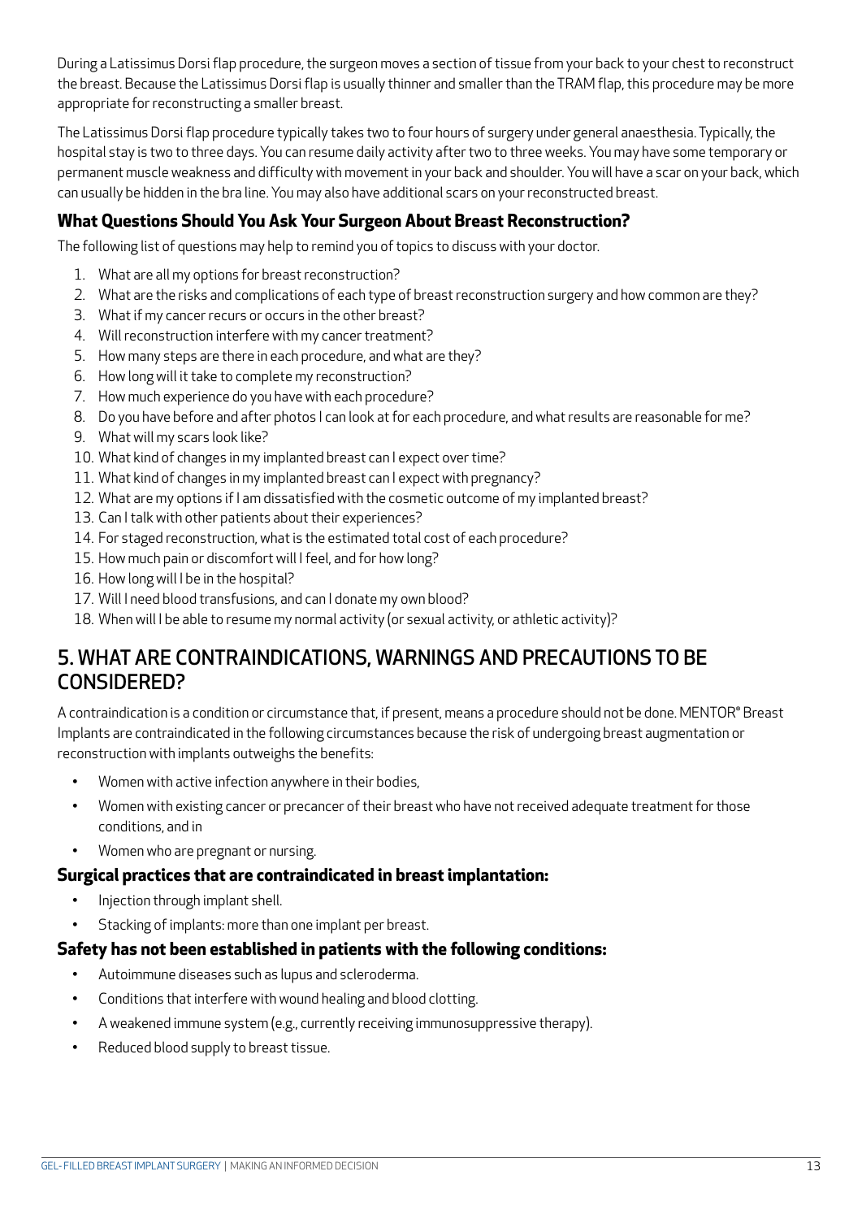During a Latissimus Dorsi flap procedure, the surgeon moves a section of tissue from your back to your chest to reconstruct the breast. Because the Latissimus Dorsi flap is usually thinner and smaller than the TRAM flap, this procedure may be more appropriate for reconstructing a smaller breast.

The Latissimus Dorsi flap procedure typically takes two to four hours of surgery under general anaesthesia. Typically, the hospital stay is two to three days. You can resume daily activity after two to three weeks. You may have some temporary or permanent muscle weakness and difficulty with movement in your back and shoulder. You will have a scar on your back, which can usually be hidden in the bra line. You may also have additional scars on your reconstructed breast.

### What Questions Should You Ask Your Surgeon About Breast Reconstruction?

The following list of questions may help to remind you of topics to discuss with your doctor.

1. What are all my options for breast reconstruction?
2. What are the risks and complications of each type of breast reconstruction surgery and how common are they?
3. What if my cancer recurs or occurs in the other breast?
4. Will reconstruction interfere with my cancer treatment?
5. How many steps are there in each procedure, and what are they?
6. How long will it take to complete my reconstruction?
7. How much experience do you have with each procedure?
8. Do you have before and after photos I can look at for each procedure, and what results are reasonable for me?
9. What will my scars look like?
10. What kind of changes in my implanted breast can I expect over time?
11. What kind of changes in my implanted breast can I expect with pregnancy?
12. What are my options if I am dissatisfied with the cosmetic outcome of my implanted breast?
13. Can I talk with other patients about their experiences?
14. For staged reconstruction, what is the estimated total cost of each procedure?
15. How much pain or discomfort will I feel, and for how long?
16. How long will I be in the hospital?
17. Will I need blood transfusions, and can I donate my own blood?
18. When will I be able to resume my normal activity (or sexual activity, or athletic activity)?

## 5. WHAT ARE CONTRAINDICATIONS, WARNINGS AND PRECAUTIONS TO BE CONSIDERED?

A contraindication is a condition or circumstance that, if present, means a procedure should not be done. MENTOR® Breast Implants are contraindicated in the following circumstances because the risk of undergoing breast augmentation or reconstruction with implants outweighs the benefits:

- Women with active infection anywhere in their bodies,
- Women with existing cancer or precancer of their breast who have not received adequate treatment for those conditions, and in
- Women who are pregnant or nursing.

### Surgical practices that are contraindicated in breast implantation:

- Injection through implant shell.
- Stacking of implants: more than one implant per breast.

### Safety has not been established in patients with the following conditions:

- Autoimmune diseases such as lupus and scleroderma.
- Conditions that interfere with wound healing and blood clotting.
- A weakened immune system (e.g., currently receiving immunosuppressive therapy).
- Reduced blood supply to breast tissue.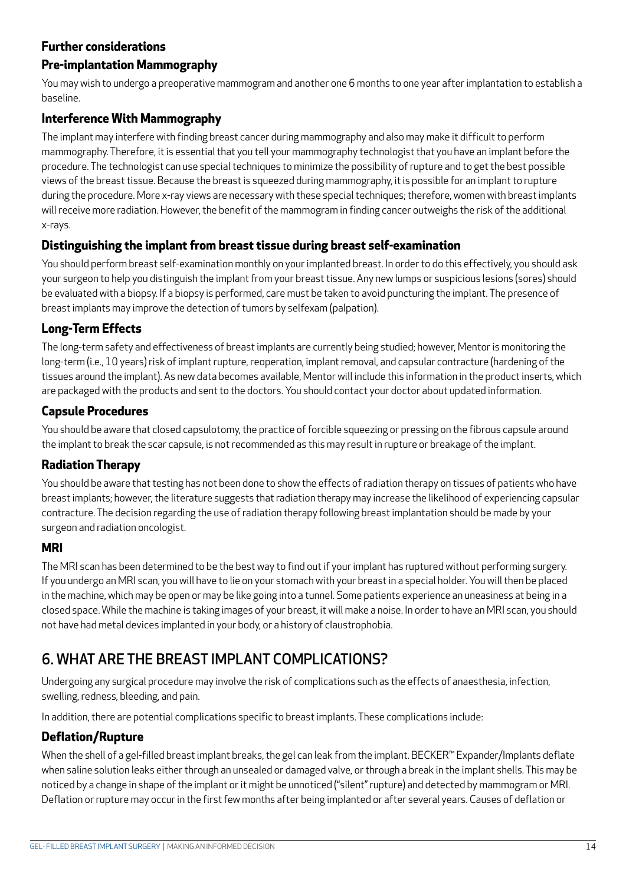### Further considerations

### Pre-implantation Mammography

You may wish to undergo a preoperative mammogram and another one 6 months to one year after implantation to establish a baseline.

### Interference With Mammography

The implant may interfere with finding breast cancer during mammography and also may make it difficult to perform mammography. Therefore, it is essential that you tell your mammography technologist that you have an implant before the procedure. The technologist can use special techniques to minimize the possibility of rupture and to get the best possible views of the breast tissue. Because the breast is squeezed during mammography, it is possible for an implant to rupture during the procedure. More x-ray views are necessary with these special techniques; therefore, women with breast implants will receive more radiation. However, the benefit of the mammogram in finding cancer outweighs the risk of the additional x-rays.

### Distinguishing the implant from breast tissue during breast self-examination

You should perform breast self-examination monthly on your implanted breast. In order to do this effectively, you should ask your surgeon to help you distinguish the implant from your breast tissue. Any new lumps or suspicious lesions (sores) should be evaluated with a biopsy. If a biopsy is performed, care must be taken to avoid puncturing the implant. The presence of breast implants may improve the detection of tumors by selfexam (palpation).

### Long-Term Effects

The long-term safety and effectiveness of breast implants are currently being studied; however, Mentor is monitoring the long-term (i.e., 10 years) risk of implant rupture, reoperation, implant removal, and capsular contracture (hardening of the tissues around the implant). As new data becomes available, Mentor will include this information in the product inserts, which are packaged with the products and sent to the doctors. You should contact your doctor about updated information.

### Capsule Procedures

You should be aware that closed capsulotomy, the practice of forcible squeezing or pressing on the fibrous capsule around the implant to break the scar capsule, is not recommended as this may result in rupture or breakage of the implant.

### Radiation Therapy

You should be aware that testing has not been done to show the effects of radiation therapy on tissues of patients who have breast implants; however, the literature suggests that radiation therapy may increase the likelihood of experiencing capsular contracture. The decision regarding the use of radiation therapy following breast implantation should be made by your surgeon and radiation oncologist.

### MRI

The MRI scan has been determined to be the best way to find out if your implant has ruptured without performing surgery. If you undergo an MRI scan, you will have to lie on your stomach with your breast in a special holder. You will then be placed in the machine, which may be open or may be like going into a tunnel. Some patients experience an uneasiness at being in a closed space. While the machine is taking images of your breast, it will make a noise. In order to have an MRI scan, you should not have had metal devices implanted in your body, or a history of claustrophobia.

## 6. WHAT ARE THE BREAST IMPLANT COMPLICATIONS?

Undergoing any surgical procedure may involve the risk of complications such as the effects of anaesthesia, infection, swelling, redness, bleeding, and pain.

In addition, there are potential complications specific to breast implants. These complications include:

### Deflation/Rupture

When the shell of a gel-filled breast implant breaks, the gel can leak from the implant. BECKER™ Expander/Implants deflate when saline solution leaks either through an unsealed or damaged valve, or through a break in the implant shells. This may be noticed by a change in shape of the implant or it might be unnoticed ("silent" rupture) and detected by mammogram or MRI. Deflation or rupture may occur in the first few months after being implanted or after several years. Causes of deflation or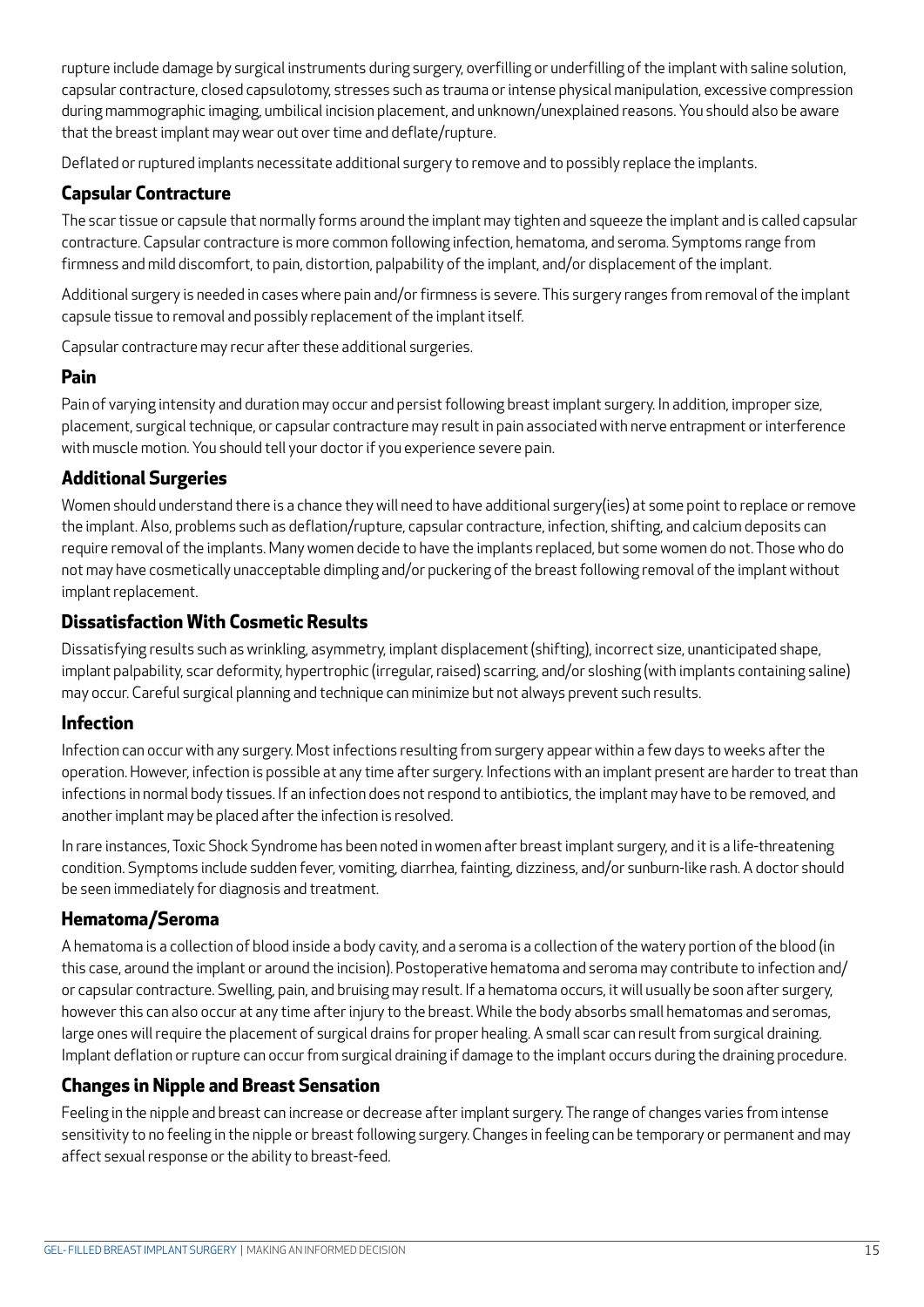rupture include damage by surgical instruments during surgery, overfilling or underfilling of the implant with saline solution, capsular contracture, closed capsulotomy, stresses such as trauma or intense physical manipulation, excessive compression during mammographic imaging, umbilical incision placement, and unknown/unexplained reasons. You should also be aware that the breast implant may wear out over time and deflate/rupture.

Deflated or ruptured implants necessitate additional surgery to remove and to possibly replace the implants.

### Capsular Contracture

The scar tissue or capsule that normally forms around the implant may tighten and squeeze the implant and is called capsular contracture. Capsular contracture is more common following infection, hematoma, and seroma. Symptoms range from firmness and mild discomfort, to pain, distortion, palpability of the implant, and/or displacement of the implant.

Additional surgery is needed in cases where pain and/or firmness is severe. This surgery ranges from removal of the implant capsule tissue to removal and possibly replacement of the implant itself.

Capsular contracture may recur after these additional surgeries.

### Pain

Pain of varying intensity and duration may occur and persist following breast implant surgery. In addition, improper size, placement, surgical technique, or capsular contracture may result in pain associated with nerve entrapment or interference with muscle motion. You should tell your doctor if you experience severe pain.

### Additional Surgeries

Women should understand there is a chance they will need to have additional surgery(ies) at some point to replace or remove the implant. Also, problems such as deflation/rupture, capsular contracture, infection, shifting, and calcium deposits can require removal of the implants. Many women decide to have the implants replaced, but some women do not. Those who do not may have cosmetically unacceptable dimpling and/or puckering of the breast following removal of the implant without implant replacement.

### Dissatisfaction With Cosmetic Results

Dissatisfying results such as wrinkling, asymmetry, implant displacement (shifting), incorrect size, unanticipated shape, implant palpability, scar deformity, hypertrophic (irregular, raised) scarring, and/or sloshing (with implants containing saline) may occur. Careful surgical planning and technique can minimize but not always prevent such results.

### Infection

Infection can occur with any surgery. Most infections resulting from surgery appear within a few days to weeks after the operation. However, infection is possible at any time after surgery. Infections with an implant present are harder to treat than infections in normal body tissues. If an infection does not respond to antibiotics, the implant may have to be removed, and another implant may be placed after the infection is resolved.

In rare instances, Toxic Shock Syndrome has been noted in women after breast implant surgery, and it is a life-threatening condition. Symptoms include sudden fever, vomiting, diarrhea, fainting, dizziness, and/or sunburn-like rash. A doctor should be seen immediately for diagnosis and treatment.

### Hematoma/Seroma

A hematoma is a collection of blood inside a body cavity, and a seroma is a collection of the watery portion of the blood (in this case, around the implant or around the incision). Postoperative hematoma and seroma may contribute to infection and/or capsular contracture. Swelling, pain, and bruising may result. If a hematoma occurs, it will usually be soon after surgery, however this can also occur at any time after injury to the breast. While the body absorbs small hematomas and seromas, large ones will require the placement of surgical drains for proper healing. A small scar can result from surgical draining. Implant deflation or rupture can occur from surgical draining if damage to the implant occurs during the draining procedure.

### Changes in Nipple and Breast Sensation

Feeling in the nipple and breast can increase or decrease after implant surgery. The range of changes varies from intense sensitivity to no feeling in the nipple or breast following surgery. Changes in feeling can be temporary or permanent and may affect sexual response or the ability to breast-feed.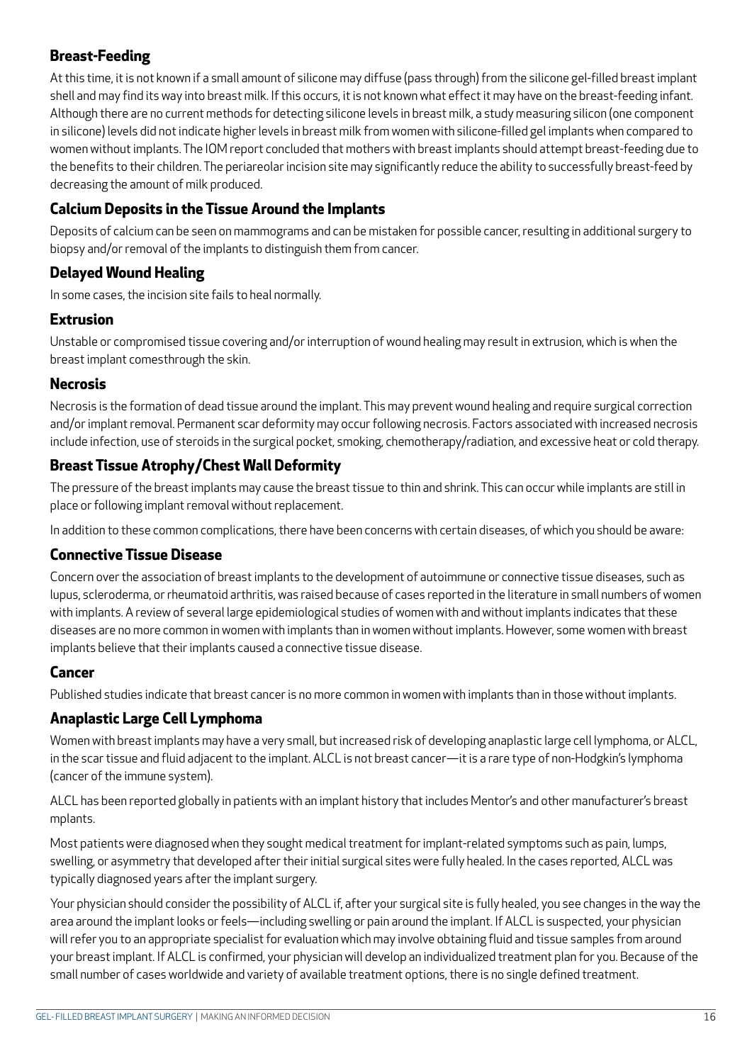## Breast-Feeding

At this time, it is not known if a small amount of silicone may diffuse (pass through) from the silicone gel-filled breast implant shell and may find its way into breast milk. If this occurs, it is not known what effect it may have on the breast-feeding infant. Although there are no current methods for detecting silicone levels in breast milk, a study measuring silicon (one component in silicone) levels did not indicate higher levels in breast milk from women with silicone-filled gel implants when compared to women without implants. The IOM report concluded that mothers with breast implants should attempt breast-feeding due to the benefits to their children. The periareolar incision site may significantly reduce the ability to successfully breast-feed by decreasing the amount of milk produced.

## Calcium Deposits in the Tissue Around the Implants

Deposits of calcium can be seen on mammograms and can be mistaken for possible cancer, resulting in additional surgery to biopsy and/or removal of the implants to distinguish them from cancer.

## Delayed Wound Healing

In some cases, the incision site fails to heal normally.

## Extrusion

Unstable or compromised tissue covering and/or interruption of wound healing may result in extrusion, which is when the breast implant comesthrough the skin.

## Necrosis

Necrosis is the formation of dead tissue around the implant. This may prevent wound healing and require surgical correction and/or implant removal. Permanent scar deformity may occur following necrosis. Factors associated with increased necrosis include infection, use of steroids in the surgical pocket, smoking, chemotherapy/radiation, and excessive heat or cold therapy.

## Breast Tissue Atrophy/Chest Wall Deformity

The pressure of the breast implants may cause the breast tissue to thin and shrink. This can occur while implants are still in place or following implant removal without replacement.

In addition to these common complications, there have been concerns with certain diseases, of which you should be aware:

## Connective Tissue Disease

Concern over the association of breast implants to the development of autoimmune or connective tissue diseases, such as lupus, scleroderma, or rheumatoid arthritis, was raised because of cases reported in the literature in small numbers of women with implants. A review of several large epidemiological studies of women with and without implants indicates that these diseases are no more common in women with implants than in women without implants. However, some women with breast implants believe that their implants caused a connective tissue disease.

## Cancer

Published studies indicate that breast cancer is no more common in women with implants than in those without implants.

## Anaplastic Large Cell Lymphoma

Women with breast implants may have a very small, but increased risk of developing anaplastic large cell lymphoma, or ALCL, in the scar tissue and fluid adjacent to the implant. ALCL is not breast cancer—it is a rare type of non-Hodgkin's lymphoma (cancer of the immune system).

ALCL has been reported globally in patients with an implant history that includes Mentor's and other manufacturer's breast mplants.

Most patients were diagnosed when they sought medical treatment for implant-related symptoms such as pain, lumps, swelling, or asymmetry that developed after their initial surgical sites were fully healed. In the cases reported, ALCL was typically diagnosed years after the implant surgery.

Your physician should consider the possibility of ALCL if, after your surgical site is fully healed, you see changes in the way the area around the implant looks or feels—including swelling or pain around the implant. If ALCL is suspected, your physician will refer you to an appropriate specialist for evaluation which may involve obtaining fluid and tissue samples from around your breast implant. If ALCL is confirmed, your physician will develop an individualized treatment plan for you. Because of the small number of cases worldwide and variety of available treatment options, there is no single defined treatment.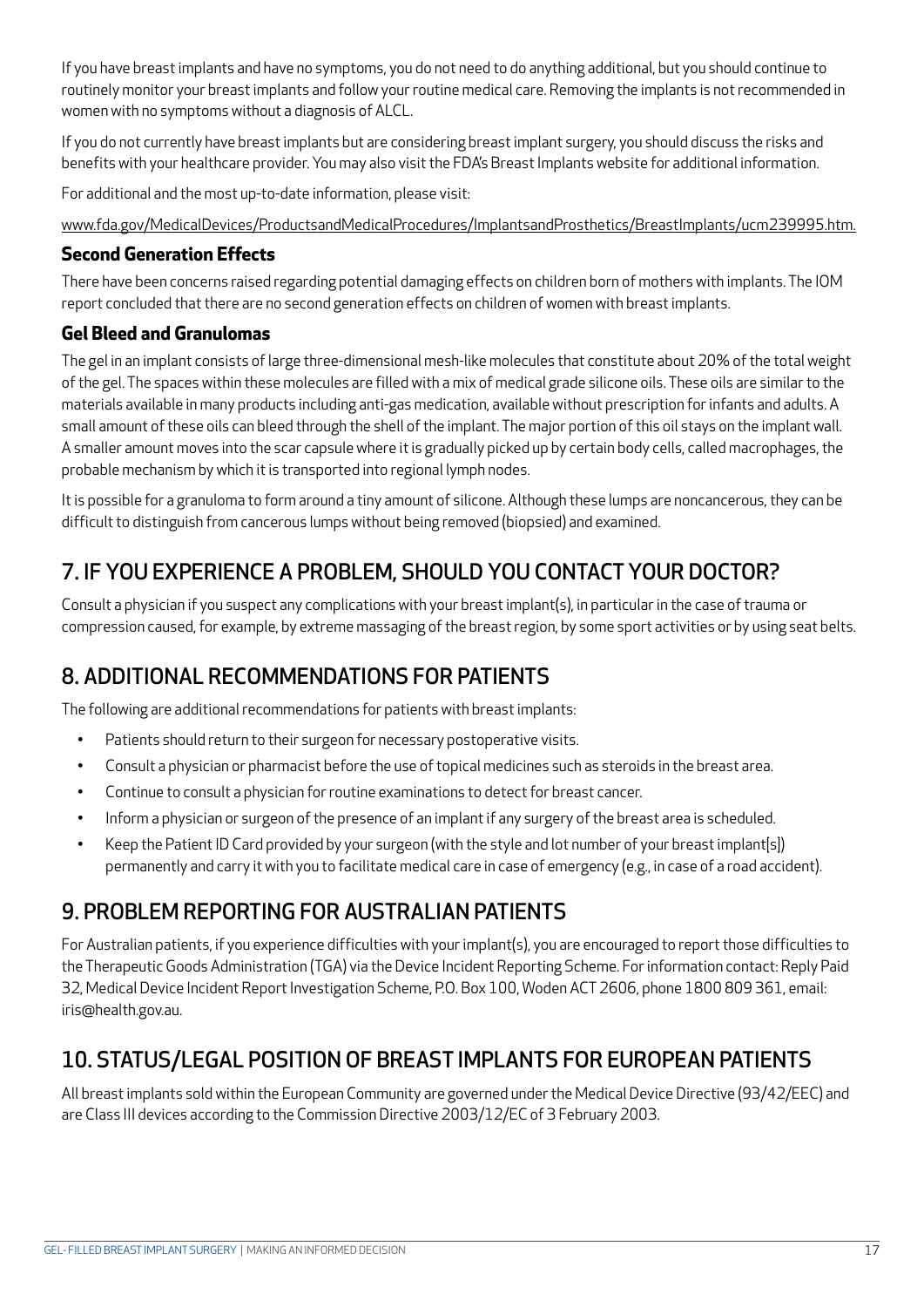If you have breast implants and have no symptoms, you do not need to do anything additional, but you should continue to routinely monitor your breast implants and follow your routine medical care. Removing the implants is not recommended in women with no symptoms without a diagnosis of ALCL.

If you do not currently have breast implants but are considering breast implant surgery, you should discuss the risks and benefits with your healthcare provider. You may also visit the FDA's Breast Implants website for additional information.

For additional and the most up-to-date information, please visit:

www.fda.gov/MedicalDevices/ProductsandMedicalProcedures/ImplantsandProsthetics/BreastImplants/ucm239995.htm.

### Second Generation Effects

There have been concerns raised regarding potential damaging effects on children born of mothers with implants. The IOM report concluded that there are no second generation effects on children of women with breast implants.

### Gel Bleed and Granulomas

The gel in an implant consists of large three-dimensional mesh-like molecules that constitute about 20% of the total weight of the gel. The spaces within these molecules are filled with a mix of medical grade silicone oils. These oils are similar to the materials available in many products including anti-gas medication, available without prescription for infants and adults. A small amount of these oils can bleed through the shell of the implant. The major portion of this oil stays on the implant wall. A smaller amount moves into the scar capsule where it is gradually picked up by certain body cells, called macrophages, the probable mechanism by which it is transported into regional lymph nodes.

It is possible for a granuloma to form around a tiny amount of silicone. Although these lumps are noncancerous, they can be difficult to distinguish from cancerous lumps without being removed (biopsied) and examined.

## 7. IF YOU EXPERIENCE A PROBLEM, SHOULD YOU CONTACT YOUR DOCTOR?

Consult a physician if you suspect any complications with your breast implant(s), in particular in the case of trauma or compression caused, for example, by extreme massaging of the breast region, by some sport activities or by using seat belts.

## 8. ADDITIONAL RECOMMENDATIONS FOR PATIENTS

The following are additional recommendations for patients with breast implants:

- Patients should return to their surgeon for necessary postoperative visits.
- Consult a physician or pharmacist before the use of topical medicines such as steroids in the breast area.
- Continue to consult a physician for routine examinations to detect for breast cancer.
- Inform a physician or surgeon of the presence of an implant if any surgery of the breast area is scheduled.
- Keep the Patient ID Card provided by your surgeon (with the style and lot number of your breast implant[s]) permanently and carry it with you to facilitate medical care in case of emergency (e.g., in case of a road accident).

## 9. PROBLEM REPORTING FOR AUSTRALIAN PATIENTS

For Australian patients, if you experience difficulties with your implant(s), you are encouraged to report those difficulties to the Therapeutic Goods Administration (TGA) via the Device Incident Reporting Scheme. For information contact: Reply Paid 32, Medical Device Incident Report Investigation Scheme, P.O. Box 100, Woden ACT 2606, phone 1800 809 361, email: iris@health.gov.au.

## 10. STATUS/LEGAL POSITION OF BREAST IMPLANTS FOR EUROPEAN PATIENTS

All breast implants sold within the European Community are governed under the Medical Device Directive (93/42/EEC) and are Class III devices according to the Commission Directive 2003/12/EC of 3 February 2003.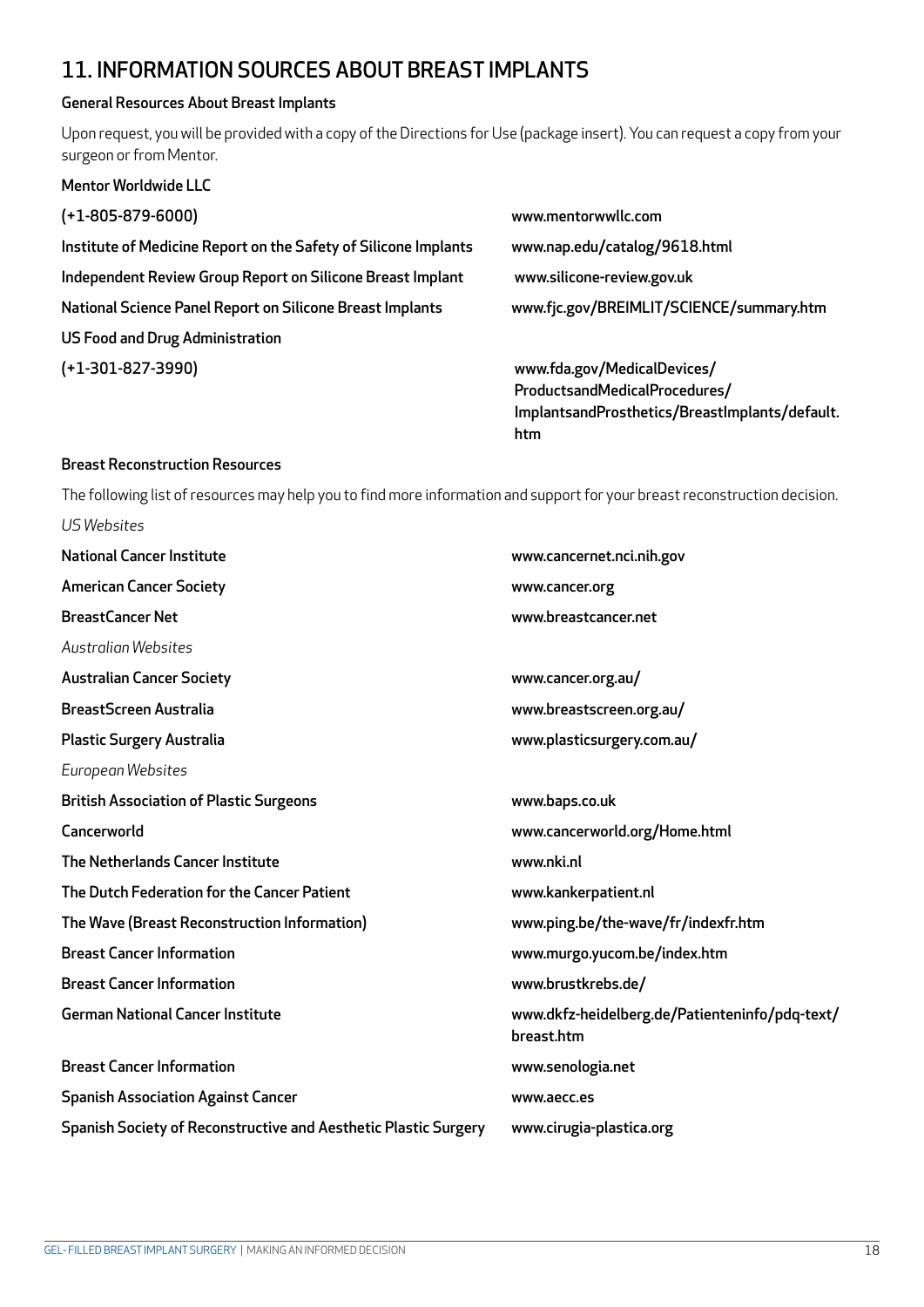# 11. INFORMATION SOURCES ABOUT BREAST IMPLANTS

## General Resources About Breast Implants

Upon request, you will be provided with a copy of the Directions for Use (package insert). You can request a copy from your surgeon or from Mentor.

| | |
|---|---|
| Mentor Worldwide LLC | |
| (+1-805-879-6000) | www.mentorwwllc.com |
| Institute of Medicine Report on the Safety of Silicone Implants | www.nap.edu/catalog/9618.html |
| Independent Review Group Report on Silicone Breast Implant | www.silicone-review.gov.uk |
| National Science Panel Report on Silicone Breast Implants | www.fjc.gov/BREIMLIT/SCIENCE/summary.htm |
| US Food and Drug Administration | |
| (+1-301-827-3990) | www.fda.gov/MedicalDevices/ProductsandMedicalProcedures/ImplantsandProsthetics/BreastImplants/default.htm |

## Breast Reconstruction Resources

The following list of resources may help you to find more information and support for your breast reconstruction decision.

*US Websites*

| | |
|---|---|
| National Cancer Institute | www.cancernet.nci.nih.gov |
| American Cancer Society | www.cancer.org |
| BreastCancer Net | www.breastcancer.net |

*Australian Websites*

| | |
|---|---|
| Australian Cancer Society | www.cancer.org.au/ |
| BreastScreen Australia | www.breastscreen.org.au/ |
| Plastic Surgery Australia | www.plasticsurgery.com.au/ |

*European Websites*

| | |
|---|---|
| British Association of Plastic Surgeons | www.baps.co.uk |
| Cancerworld | www.cancerworld.org/Home.html |
| The Netherlands Cancer Institute | www.nki.nl |
| The Dutch Federation for the Cancer Patient | www.kankerpatient.nl |
| The Wave (Breast Reconstruction Information) | www.ping.be/the-wave/fr/indexfr.htm |
| Breast Cancer Information | www.murgo.yucom.be/index.htm |
| Breast Cancer Information | www.brustkrebs.de/ |
| German National Cancer Institute | www.dkfz-heidelberg.de/Patienteninfo/pdq-text/breast.htm |
| Breast Cancer Information | www.senologia.net |
| Spanish Association Against Cancer | www.aecc.es |
| Spanish Society of Reconstructive and Aesthetic Plastic Surgery | www.cirugia-plastica.org |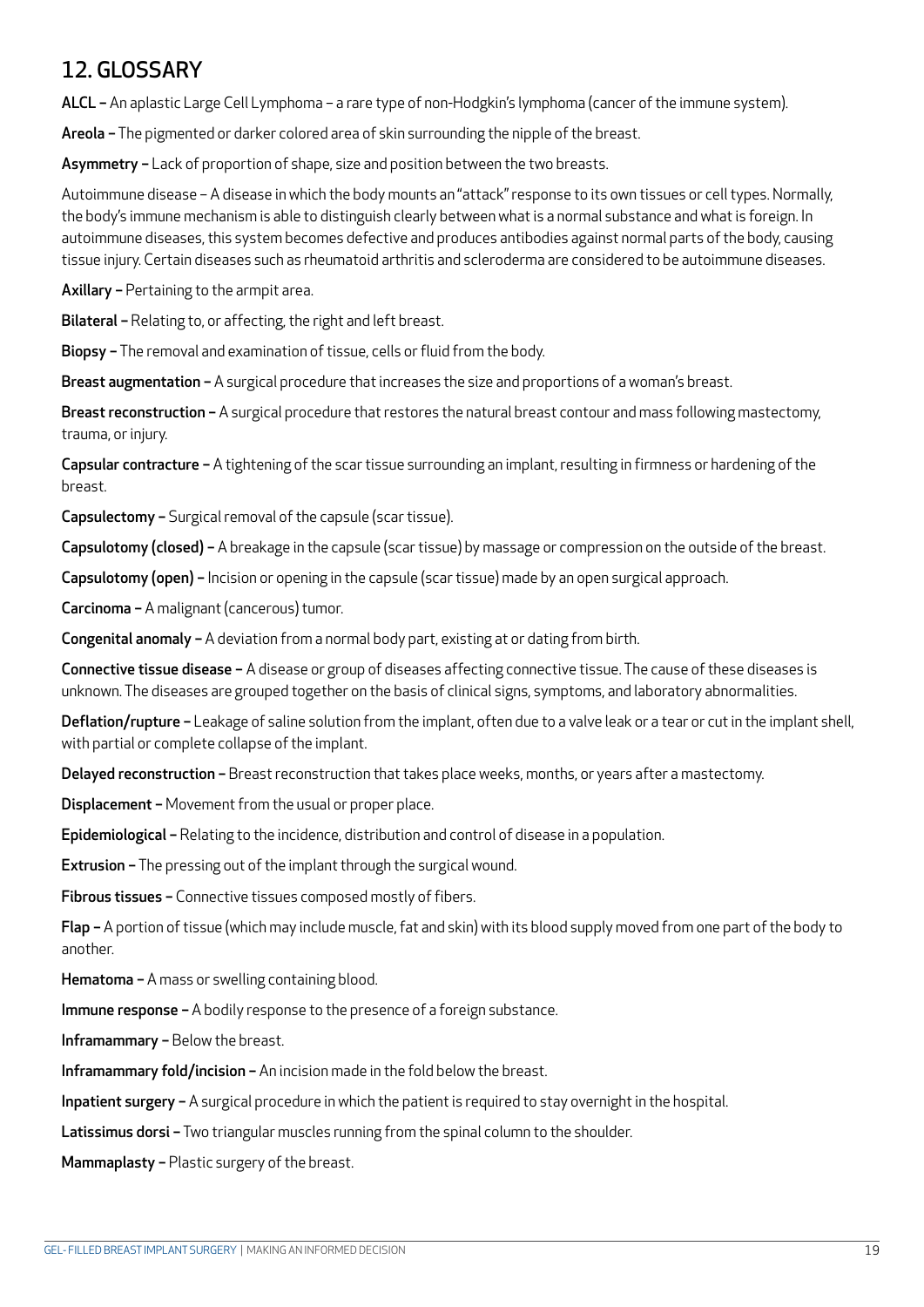## 12. GLOSSARY

**ALCL –** An aplastic Large Cell Lymphoma – a rare type of non-Hodgkin's lymphoma (cancer of the immune system).

**Areola –** The pigmented or darker colored area of skin surrounding the nipple of the breast.

**Asymmetry –** Lack of proportion of shape, size and position between the two breasts.

Autoimmune disease – A disease in which the body mounts an "attack" response to its own tissues or cell types. Normally, the body's immune mechanism is able to distinguish clearly between what is a normal substance and what is foreign. In autoimmune diseases, this system becomes defective and produces antibodies against normal parts of the body, causing tissue injury. Certain diseases such as rheumatoid arthritis and scleroderma are considered to be autoimmune diseases.

**Axillary –** Pertaining to the armpit area.

**Bilateral –** Relating to, or affecting, the right and left breast.

**Biopsy –** The removal and examination of tissue, cells or fluid from the body.

**Breast augmentation –** A surgical procedure that increases the size and proportions of a woman's breast.

**Breast reconstruction –** A surgical procedure that restores the natural breast contour and mass following mastectomy, trauma, or injury.

**Capsular contracture –** A tightening of the scar tissue surrounding an implant, resulting in firmness or hardening of the breast.

**Capsulectomy –** Surgical removal of the capsule (scar tissue).

**Capsulotomy (closed) –** A breakage in the capsule (scar tissue) by massage or compression on the outside of the breast.

**Capsulotomy (open) –** Incision or opening in the capsule (scar tissue) made by an open surgical approach.

**Carcinoma –** A malignant (cancerous) tumor.

**Congenital anomaly –** A deviation from a normal body part, existing at or dating from birth.

**Connective tissue disease –** A disease or group of diseases affecting connective tissue. The cause of these diseases is unknown. The diseases are grouped together on the basis of clinical signs, symptoms, and laboratory abnormalities.

**Deflation/rupture –** Leakage of saline solution from the implant, often due to a valve leak or a tear or cut in the implant shell, with partial or complete collapse of the implant.

**Delayed reconstruction –** Breast reconstruction that takes place weeks, months, or years after a mastectomy.

**Displacement –** Movement from the usual or proper place.

**Epidemiological –** Relating to the incidence, distribution and control of disease in a population.

**Extrusion –** The pressing out of the implant through the surgical wound.

**Fibrous tissues –** Connective tissues composed mostly of fibers.

**Flap –** A portion of tissue (which may include muscle, fat and skin) with its blood supply moved from one part of the body to another.

**Hematoma –** A mass or swelling containing blood.

**Immune response –** A bodily response to the presence of a foreign substance.

**Inframammary –** Below the breast.

**Inframammary fold/incision –** An incision made in the fold below the breast.

**Inpatient surgery –** A surgical procedure in which the patient is required to stay overnight in the hospital.

**Latissimus dorsi –** Two triangular muscles running from the spinal column to the shoulder.

**Mammaplasty –** Plastic surgery of the breast.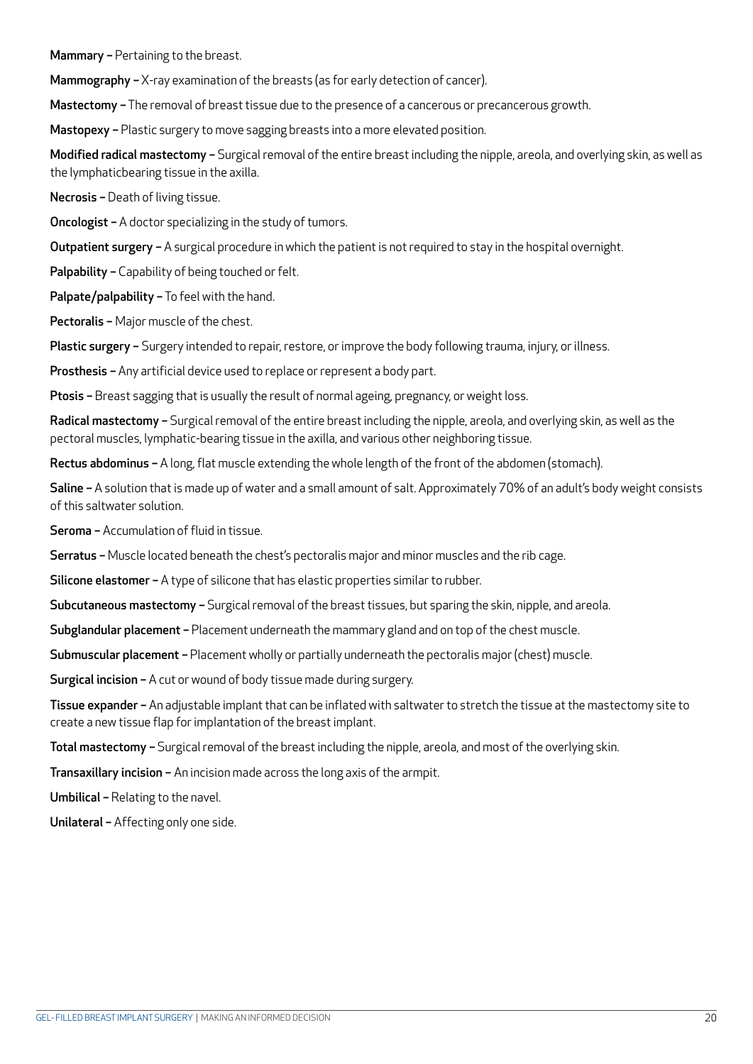**Mammary –** Pertaining to the breast.

**Mammography –** X-ray examination of the breasts (as for early detection of cancer).

**Mastectomy –** The removal of breast tissue due to the presence of a cancerous or precancerous growth.

**Mastopexy –** Plastic surgery to move sagging breasts into a more elevated position.

**Modified radical mastectomy –** Surgical removal of the entire breast including the nipple, areola, and overlying skin, as well as the lymphaticbearing tissue in the axilla.

**Necrosis –** Death of living tissue.

**Oncologist –** A doctor specializing in the study of tumors.

**Outpatient surgery –** A surgical procedure in which the patient is not required to stay in the hospital overnight.

**Palpability –** Capability of being touched or felt.

**Palpate/palpability –** To feel with the hand.

**Pectoralis –** Major muscle of the chest.

**Plastic surgery –** Surgery intended to repair, restore, or improve the body following trauma, injury, or illness.

**Prosthesis –** Any artificial device used to replace or represent a body part.

**Ptosis –** Breast sagging that is usually the result of normal ageing, pregnancy, or weight loss.

**Radical mastectomy –** Surgical removal of the entire breast including the nipple, areola, and overlying skin, as well as the pectoral muscles, lymphatic-bearing tissue in the axilla, and various other neighboring tissue.

**Rectus abdominus –** A long, flat muscle extending the whole length of the front of the abdomen (stomach).

**Saline –** A solution that is made up of water and a small amount of salt. Approximately 70% of an adult's body weight consists of this saltwater solution.

**Seroma –** Accumulation of fluid in tissue.

**Serratus –** Muscle located beneath the chest's pectoralis major and minor muscles and the rib cage.

**Silicone elastomer –** A type of silicone that has elastic properties similar to rubber.

**Subcutaneous mastectomy –** Surgical removal of the breast tissues, but sparing the skin, nipple, and areola.

**Subglandular placement –** Placement underneath the mammary gland and on top of the chest muscle.

**Submuscular placement –** Placement wholly or partially underneath the pectoralis major (chest) muscle.

**Surgical incision –** A cut or wound of body tissue made during surgery.

**Tissue expander –** An adjustable implant that can be inflated with saltwater to stretch the tissue at the mastectomy site to create a new tissue flap for implantation of the breast implant.

**Total mastectomy –** Surgical removal of the breast including the nipple, areola, and most of the overlying skin.

**Transaxillary incision –** An incision made across the long axis of the armpit.

**Umbilical –** Relating to the navel.

**Unilateral –** Affecting only one side.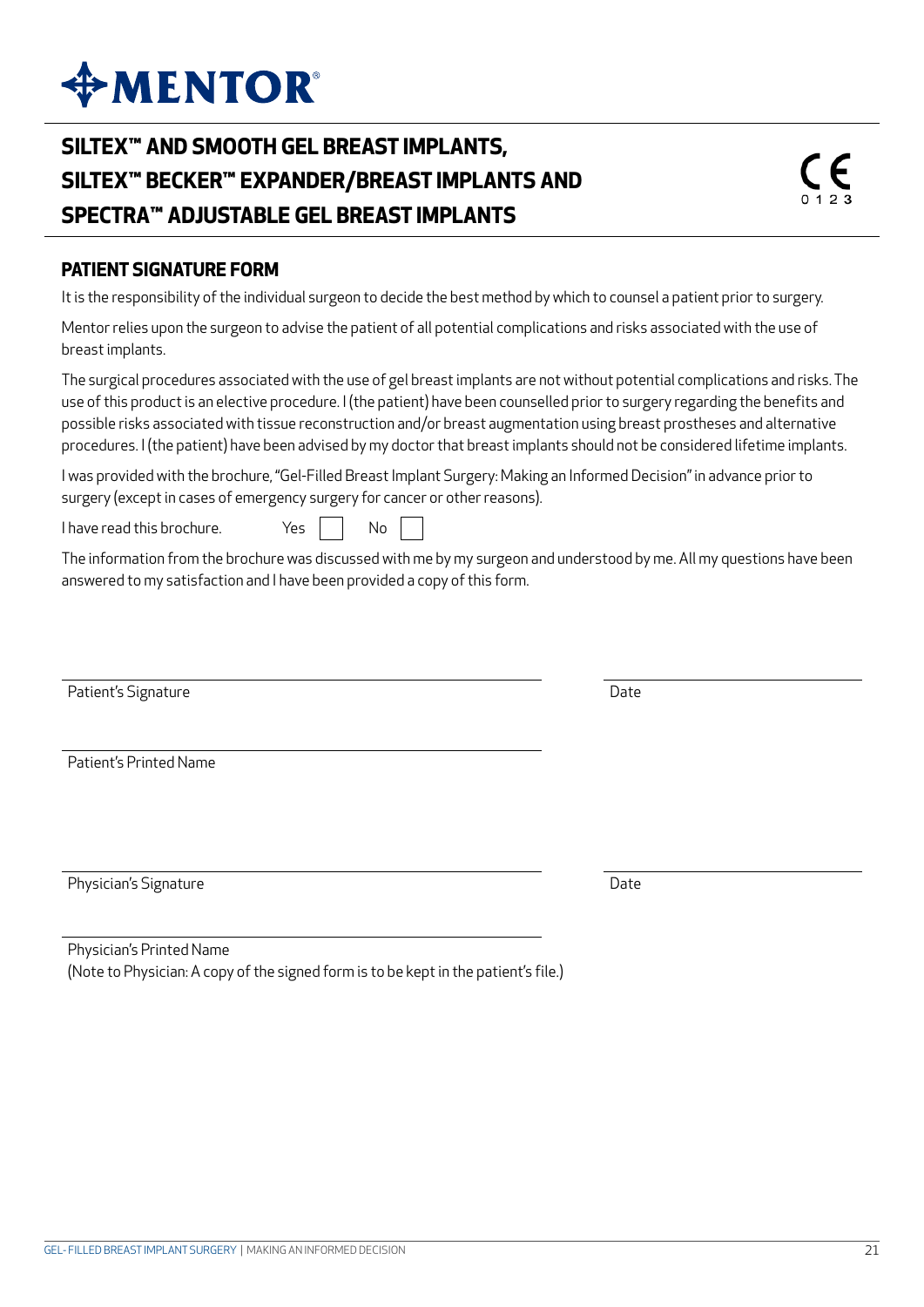# SILTEX™ AND SMOOTH GEL BREAST IMPLANTS, SILTEX™ BECKER™ EXPANDER/BREAST IMPLANTS AND SPECTRA™ ADJUSTABLE GEL BREAST IMPLANTS

## PATIENT SIGNATURE FORM

It is the responsibility of the individual surgeon to decide the best method by which to counsel a patient prior to surgery.

Mentor relies upon the surgeon to advise the patient of all potential complications and risks associated with the use of breast implants.

The surgical procedures associated with the use of gel breast implants are not without potential complications and risks. The use of this product is an elective procedure. I (the patient) have been counselled prior to surgery regarding the benefits and possible risks associated with tissue reconstruction and/or breast augmentation using breast prostheses and alternative procedures. I (the patient) have been advised by my doctor that breast implants should not be considered lifetime implants.

I was provided with the brochure, "Gel-Filled Breast Implant Surgery: Making an Informed Decision" in advance prior to surgery (except in cases of emergency surgery for cancer or other reasons).

I have read this brochure. Yes ☐ No ☐

The information from the brochure was discussed with me by my surgeon and understood by me. All my questions have been answered to my satisfaction and I have been provided a copy of this form.

\_\_\_\_\_\_\_\_\_\_\_\_\_\_\_\_\_\_\_\_\_\_\_\_\_\_\_\_\_\_\_\_\_\_\_\_ \_\_\_\_\_\_\_\_\_\_\_\_\_\_\_\_\_\_\_\_
Patient's Signature Date

\_\_\_\_\_\_\_\_\_\_\_\_\_\_\_\_\_\_\_\_\_\_\_\_\_\_\_\_\_\_\_\_\_\_\_\_
Patient's Printed Name

\_\_\_\_\_\_\_\_\_\_\_\_\_\_\_\_\_\_\_\_\_\_\_\_\_\_\_\_\_\_\_\_\_\_\_\_ \_\_\_\_\_\_\_\_\_\_\_\_\_\_\_\_\_\_\_\_
Physician's Signature Date

\_\_\_\_\_\_\_\_\_\_\_\_\_\_\_\_\_\_\_\_\_\_\_\_\_\_\_\_\_\_\_\_\_\_\_\_
Physician's Printed Name
(Note to Physician: A copy of the signed form is to be kept in the patient's file.)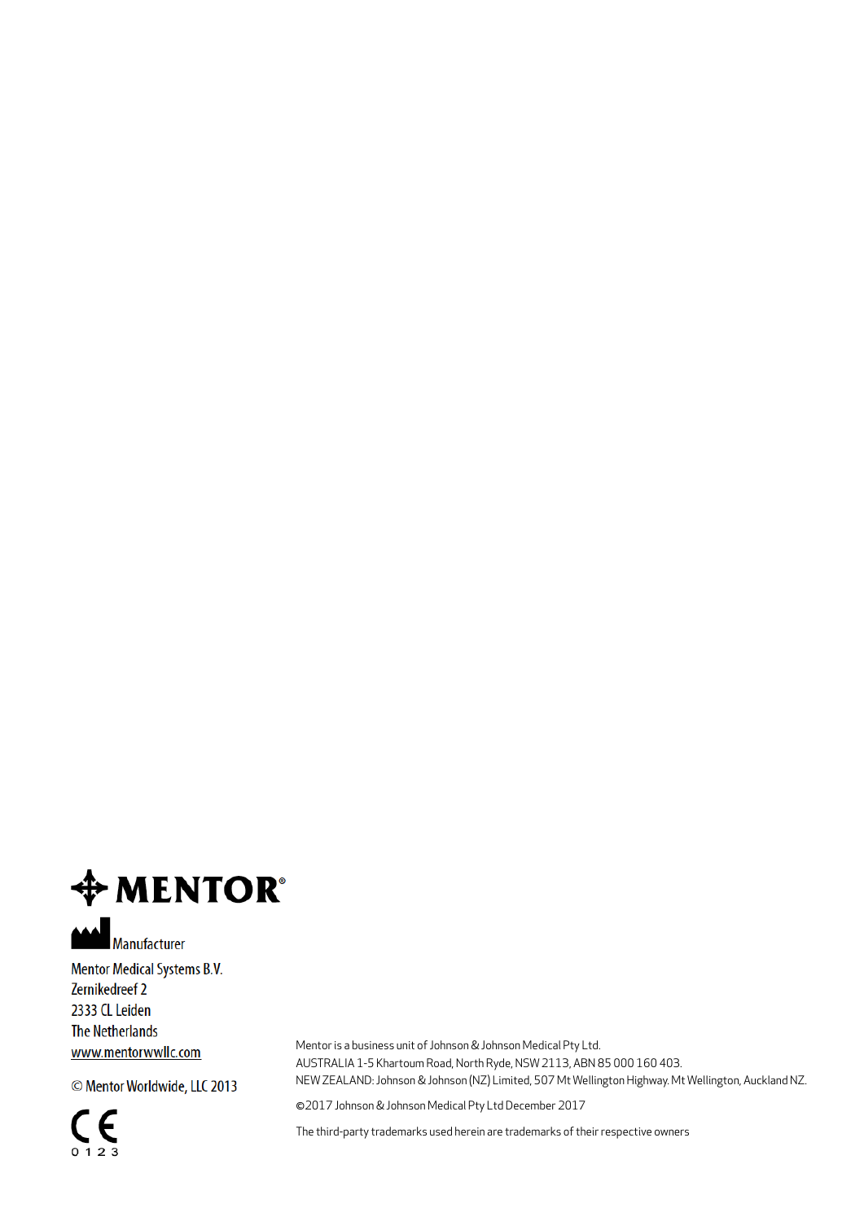MENTOR®

Manufacturer

Mentor Medical Systems B.V.
Zernikedreef 2
2333 CL Leiden
The Netherlands
www.mentorwwllc.com

© Mentor Worldwide, LLC 2013

CE 0123

Mentor is a business unit of Johnson & Johnson Medical Pty Ltd.
AUSTRALIA 1-5 Khartoum Road, North Ryde, NSW 2113, ABN 85 000 160 403.
NEW ZEALAND: Johnson & Johnson (NZ) Limited, 507 Mt Wellington Highway. Mt Wellington, Auckland NZ.

©2017 Johnson & Johnson Medical Pty Ltd December 2017

The third-party trademarks used herein are trademarks of their respective owners